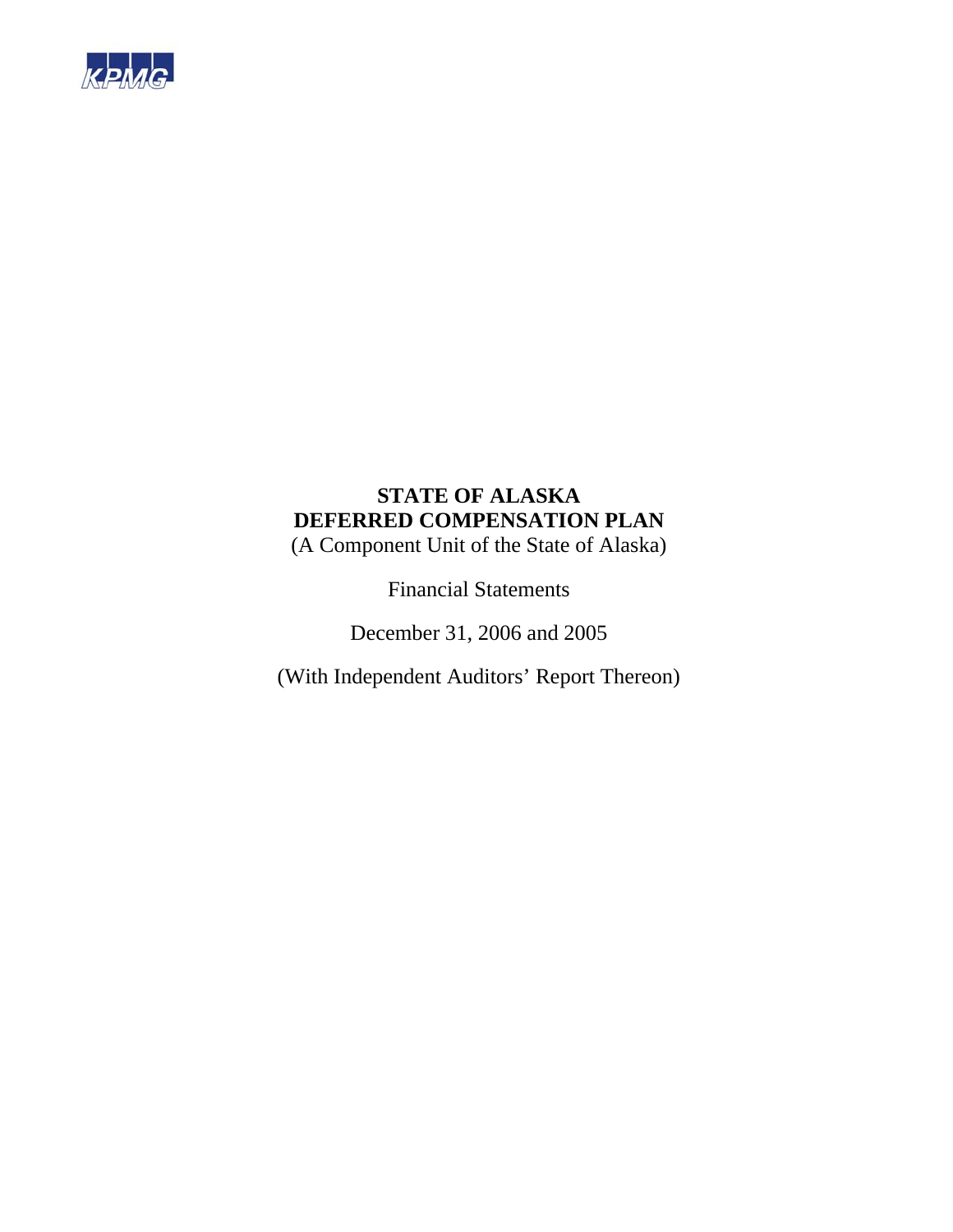KPMG

# STATE OF ALASKA
# DEFERRED COMPENSATION PLAN

(A Component Unit of the State of Alaska)

Financial Statements

December 31, 2006 and 2005

(With Independent Auditors' Report Thereon)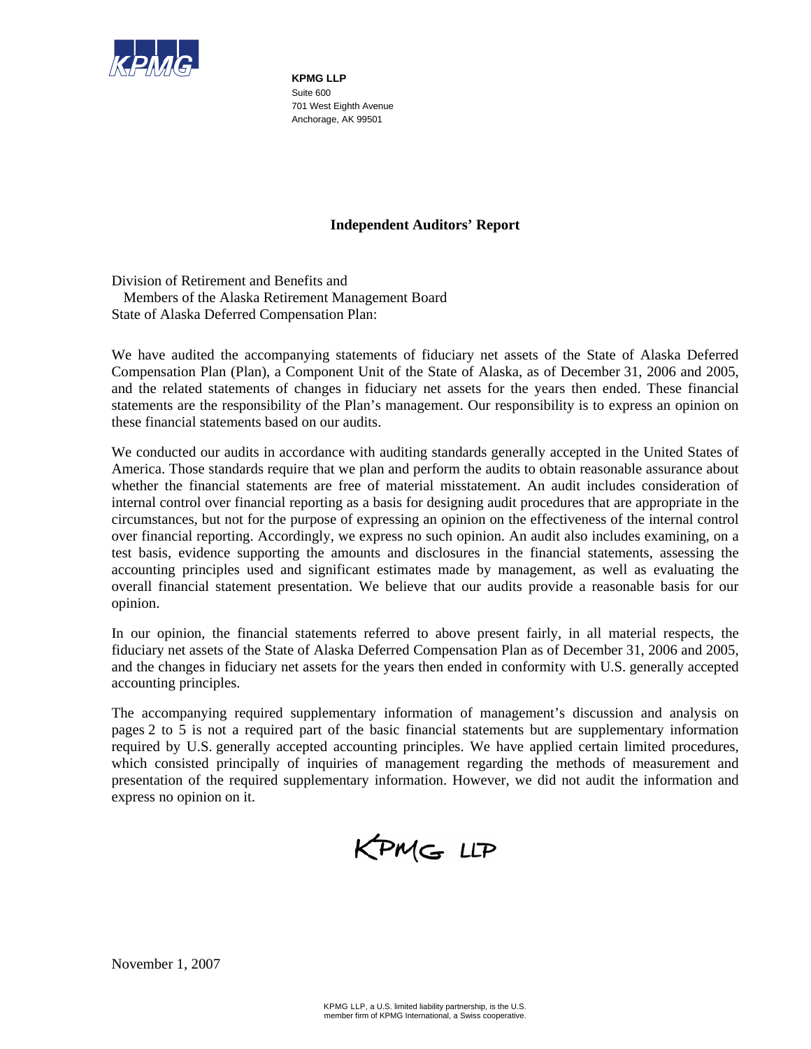**KPMG LLP**
Suite 600
701 West Eighth Avenue
Anchorage, AK 99501

## Independent Auditors' Report

Division of Retirement and Benefits and
Members of the Alaska Retirement Management Board
State of Alaska Deferred Compensation Plan:

We have audited the accompanying statements of fiduciary net assets of the State of Alaska Deferred Compensation Plan (Plan), a Component Unit of the State of Alaska, as of December 31, 2006 and 2005, and the related statements of changes in fiduciary net assets for the years then ended. These financial statements are the responsibility of the Plan's management. Our responsibility is to express an opinion on these financial statements based on our audits.

We conducted our audits in accordance with auditing standards generally accepted in the United States of America. Those standards require that we plan and perform the audits to obtain reasonable assurance about whether the financial statements are free of material misstatement. An audit includes consideration of internal control over financial reporting as a basis for designing audit procedures that are appropriate in the circumstances, but not for the purpose of expressing an opinion on the effectiveness of the internal control over financial reporting. Accordingly, we express no such opinion. An audit also includes examining, on a test basis, evidence supporting the amounts and disclosures in the financial statements, assessing the accounting principles used and significant estimates made by management, as well as evaluating the overall financial statement presentation. We believe that our audits provide a reasonable basis for our opinion.

In our opinion, the financial statements referred to above present fairly, in all material respects, the fiduciary net assets of the State of Alaska Deferred Compensation Plan as of December 31, 2006 and 2005, and the changes in fiduciary net assets for the years then ended in conformity with U.S. generally accepted accounting principles.

The accompanying required supplementary information of management's discussion and analysis on pages 2 to 5 is not a required part of the basic financial statements but are supplementary information required by U.S. generally accepted accounting principles. We have applied certain limited procedures, which consisted principally of inquiries of management regarding the methods of measurement and presentation of the required supplementary information. However, we did not audit the information and express no opinion on it.

KPMG LLP

November 1, 2007

KPMG LLP, a U.S. limited liability partnership, is the U.S. member firm of KPMG International, a Swiss cooperative.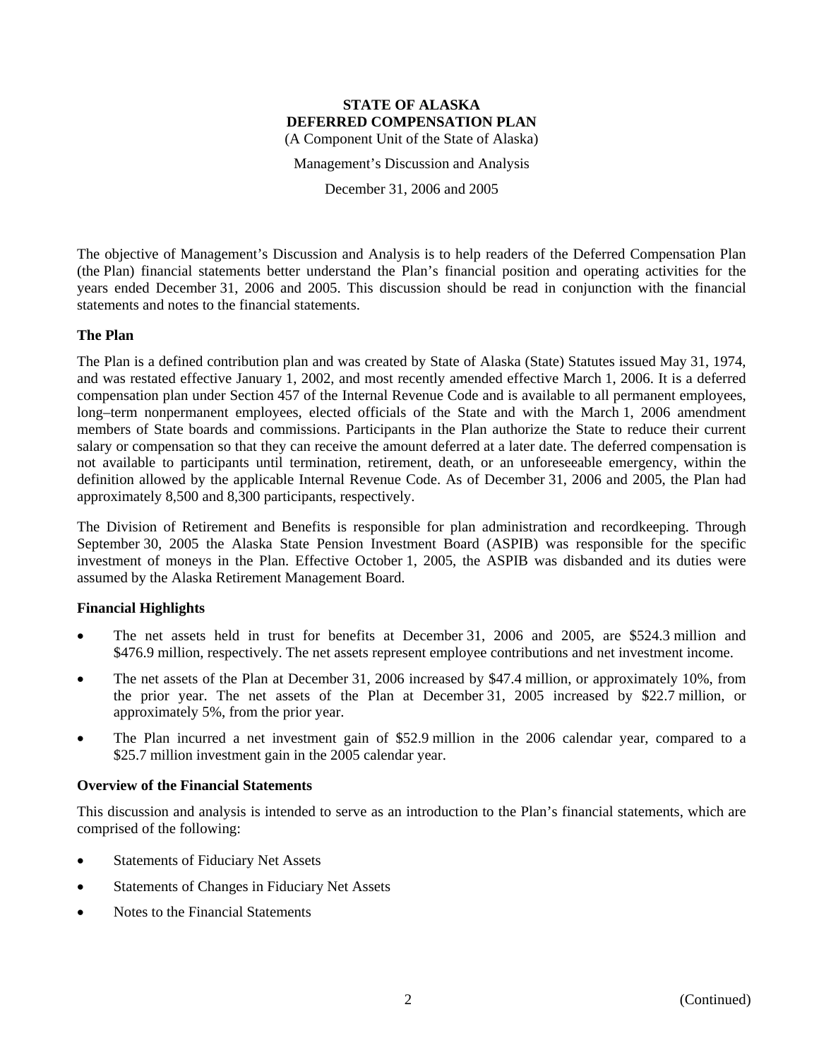**STATE OF ALASKA**
**DEFERRED COMPENSATION PLAN**
(A Component Unit of the State of Alaska)

Management's Discussion and Analysis

December 31, 2006 and 2005

The objective of Management's Discussion and Analysis is to help readers of the Deferred Compensation Plan (the Plan) financial statements better understand the Plan's financial position and operating activities for the years ended December 31, 2006 and 2005. This discussion should be read in conjunction with the financial statements and notes to the financial statements.

### The Plan

The Plan is a defined contribution plan and was created by State of Alaska (State) Statutes issued May 31, 1974, and was restated effective January 1, 2002, and most recently amended effective March 1, 2006. It is a deferred compensation plan under Section 457 of the Internal Revenue Code and is available to all permanent employees, long–term nonpermanent employees, elected officials of the State and with the March 1, 2006 amendment members of State boards and commissions. Participants in the Plan authorize the State to reduce their current salary or compensation so that they can receive the amount deferred at a later date. The deferred compensation is not available to participants until termination, retirement, death, or an unforeseeable emergency, within the definition allowed by the applicable Internal Revenue Code. As of December 31, 2006 and 2005, the Plan had approximately 8,500 and 8,300 participants, respectively.

The Division of Retirement and Benefits is responsible for plan administration and recordkeeping. Through September 30, 2005 the Alaska State Pension Investment Board (ASPIB) was responsible for the specific investment of moneys in the Plan. Effective October 1, 2005, the ASPIB was disbanded and its duties were assumed by the Alaska Retirement Management Board.

### Financial Highlights

- The net assets held in trust for benefits at December 31, 2006 and 2005, are $524.3 million and $476.9 million, respectively. The net assets represent employee contributions and net investment income.
- The net assets of the Plan at December 31, 2006 increased by $47.4 million, or approximately 10%, from the prior year. The net assets of the Plan at December 31, 2005 increased by $22.7 million, or approximately 5%, from the prior year.
- The Plan incurred a net investment gain of $52.9 million in the 2006 calendar year, compared to a $25.7 million investment gain in the 2005 calendar year.

### Overview of the Financial Statements

This discussion and analysis is intended to serve as an introduction to the Plan's financial statements, which are comprised of the following:

- Statements of Fiduciary Net Assets
- Statements of Changes in Fiduciary Net Assets
- Notes to the Financial Statements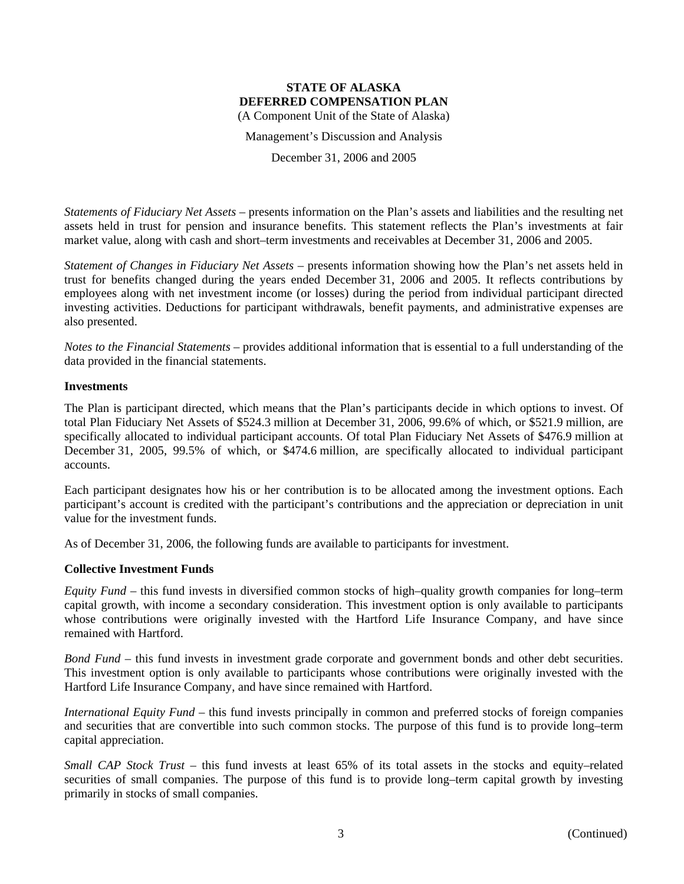*Statements of Fiduciary Net Assets* – presents information on the Plan's assets and liabilities and the resulting net assets held in trust for pension and insurance benefits. This statement reflects the Plan's investments at fair market value, along with cash and short–term investments and receivables at December 31, 2006 and 2005.

*Statement of Changes in Fiduciary Net Assets* – presents information showing how the Plan's net assets held in trust for benefits changed during the years ended December 31, 2006 and 2005. It reflects contributions by employees along with net investment income (or losses) during the period from individual participant directed investing activities. Deductions for participant withdrawals, benefit payments, and administrative expenses are also presented.

*Notes to the Financial Statements* – provides additional information that is essential to a full understanding of the data provided in the financial statements.

**Investments**

The Plan is participant directed, which means that the Plan's participants decide in which options to invest. Of total Plan Fiduciary Net Assets of $524.3 million at December 31, 2006, 99.6% of which, or $521.9 million, are specifically allocated to individual participant accounts. Of total Plan Fiduciary Net Assets of $476.9 million at December 31, 2005, 99.5% of which, or $474.6 million, are specifically allocated to individual participant accounts.

Each participant designates how his or her contribution is to be allocated among the investment options. Each participant's account is credited with the participant's contributions and the appreciation or depreciation in unit value for the investment funds.

As of December 31, 2006, the following funds are available to participants for investment.

**Collective Investment Funds**

*Equity Fund* – this fund invests in diversified common stocks of high–quality growth companies for long–term capital growth, with income a secondary consideration. This investment option is only available to participants whose contributions were originally invested with the Hartford Life Insurance Company, and have since remained with Hartford.

*Bond Fund* – this fund invests in investment grade corporate and government bonds and other debt securities. This investment option is only available to participants whose contributions were originally invested with the Hartford Life Insurance Company, and have since remained with Hartford.

*International Equity Fund* – this fund invests principally in common and preferred stocks of foreign companies and securities that are convertible into such common stocks. The purpose of this fund is to provide long–term capital appreciation.

*Small CAP Stock Trust* – this fund invests at least 65% of its total assets in the stocks and equity–related securities of small companies. The purpose of this fund is to provide long–term capital growth by investing primarily in stocks of small companies.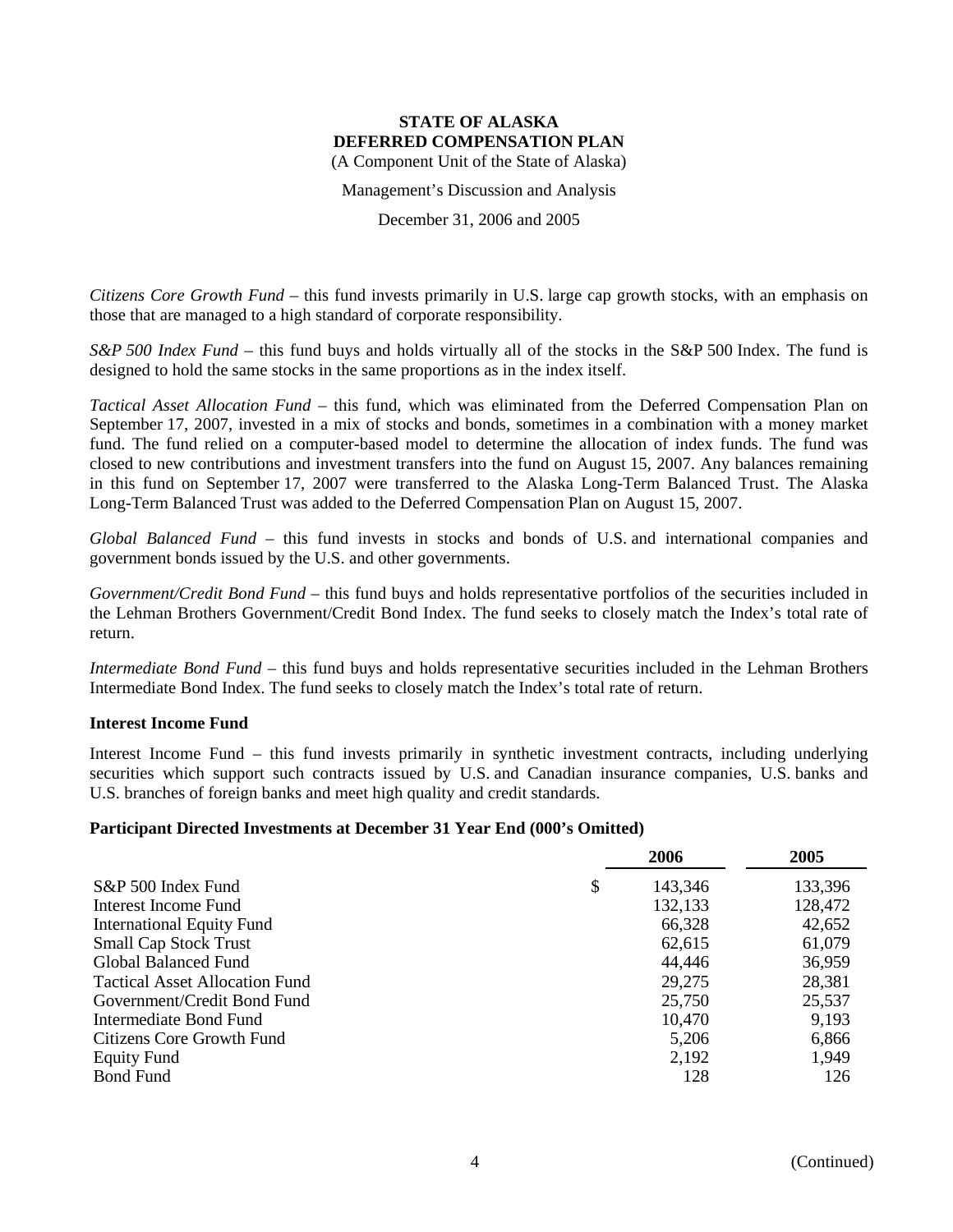*Citizens Core Growth Fund* – this fund invests primarily in U.S. large cap growth stocks, with an emphasis on those that are managed to a high standard of corporate responsibility.

*S&P 500 Index Fund* – this fund buys and holds virtually all of the stocks in the S&P 500 Index. The fund is designed to hold the same stocks in the same proportions as in the index itself.

*Tactical Asset Allocation Fund* – this fund, which was eliminated from the Deferred Compensation Plan on September 17, 2007, invested in a mix of stocks and bonds, sometimes in a combination with a money market fund. The fund relied on a computer-based model to determine the allocation of index funds. The fund was closed to new contributions and investment transfers into the fund on August 15, 2007. Any balances remaining in this fund on September 17, 2007 were transferred to the Alaska Long-Term Balanced Trust. The Alaska Long-Term Balanced Trust was added to the Deferred Compensation Plan on August 15, 2007.

*Global Balanced Fund* – this fund invests in stocks and bonds of U.S. and international companies and government bonds issued by the U.S. and other governments.

*Government/Credit Bond Fund* – this fund buys and holds representative portfolios of the securities included in the Lehman Brothers Government/Credit Bond Index. The fund seeks to closely match the Index's total rate of return.

*Intermediate Bond Fund* – this fund buys and holds representative securities included in the Lehman Brothers Intermediate Bond Index. The fund seeks to closely match the Index's total rate of return.

**Interest Income Fund**

Interest Income Fund – this fund invests primarily in synthetic investment contracts, including underlying securities which support such contracts issued by U.S. and Canadian insurance companies, U.S. banks and U.S. branches of foreign banks and meet high quality and credit standards.

**Participant Directed Investments at December 31 Year End (000's Omitted)**

| | 2006 | 2005 |
|---|---|---|
| S&P 500 Index Fund | $ 143,346 | 133,396 |
| Interest Income Fund | 132,133 | 128,472 |
| International Equity Fund | 66,328 | 42,652 |
| Small Cap Stock Trust | 62,615 | 61,079 |
| Global Balanced Fund | 44,446 | 36,959 |
| Tactical Asset Allocation Fund | 29,275 | 28,381 |
| Government/Credit Bond Fund | 25,750 | 25,537 |
| Intermediate Bond Fund | 10,470 | 9,193 |
| Citizens Core Growth Fund | 5,206 | 6,866 |
| Equity Fund | 2,192 | 1,949 |
| Bond Fund | 128 | 126 |

(Continued)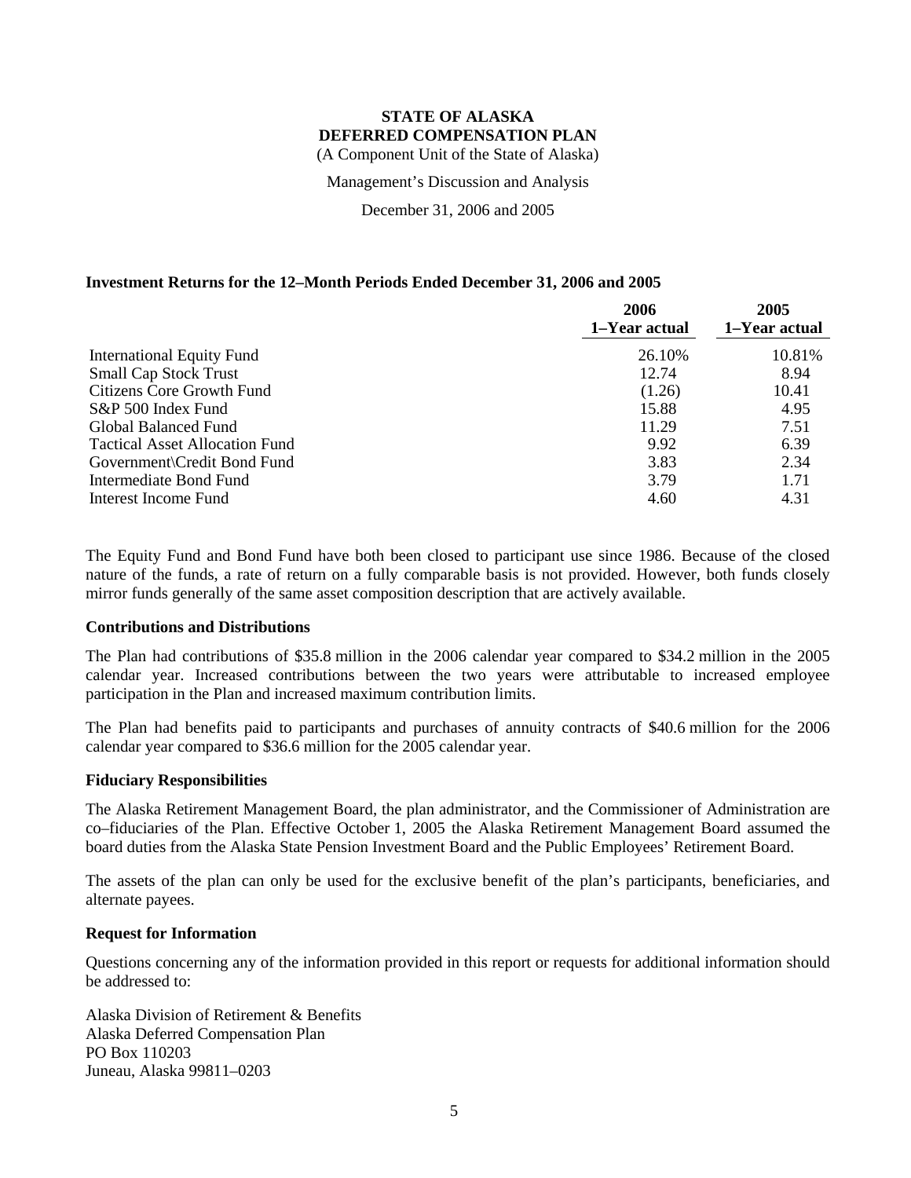**STATE OF ALASKA**
**DEFERRED COMPENSATION PLAN**
(A Component Unit of the State of Alaska)

Management's Discussion and Analysis

December 31, 2006 and 2005

**Investment Returns for the 12–Month Periods Ended December 31, 2006 and 2005**

| | 2006 1–Year actual | 2005 1–Year actual |
|---|---|---|
| International Equity Fund | 26.10% | 10.81% |
| Small Cap Stock Trust | 12.74 | 8.94 |
| Citizens Core Growth Fund | (1.26) | 10.41 |
| S&P 500 Index Fund | 15.88 | 4.95 |
| Global Balanced Fund | 11.29 | 7.51 |
| Tactical Asset Allocation Fund | 9.92 | 6.39 |
| Government\Credit Bond Fund | 3.83 | 2.34 |
| Intermediate Bond Fund | 3.79 | 1.71 |
| Interest Income Fund | 4.60 | 4.31 |

The Equity Fund and Bond Fund have both been closed to participant use since 1986. Because of the closed nature of the funds, a rate of return on a fully comparable basis is not provided. However, both funds closely mirror funds generally of the same asset composition description that are actively available.

**Contributions and Distributions**

The Plan had contributions of $35.8 million in the 2006 calendar year compared to $34.2 million in the 2005 calendar year. Increased contributions between the two years were attributable to increased employee participation in the Plan and increased maximum contribution limits.

The Plan had benefits paid to participants and purchases of annuity contracts of $40.6 million for the 2006 calendar year compared to $36.6 million for the 2005 calendar year.

**Fiduciary Responsibilities**

The Alaska Retirement Management Board, the plan administrator, and the Commissioner of Administration are co–fiduciaries of the Plan. Effective October 1, 2005 the Alaska Retirement Management Board assumed the board duties from the Alaska State Pension Investment Board and the Public Employees' Retirement Board.

The assets of the plan can only be used for the exclusive benefit of the plan's participants, beneficiaries, and alternate payees.

**Request for Information**

Questions concerning any of the information provided in this report or requests for additional information should be addressed to:

Alaska Division of Retirement & Benefits
Alaska Deferred Compensation Plan
PO Box 110203
Juneau, Alaska 99811–0203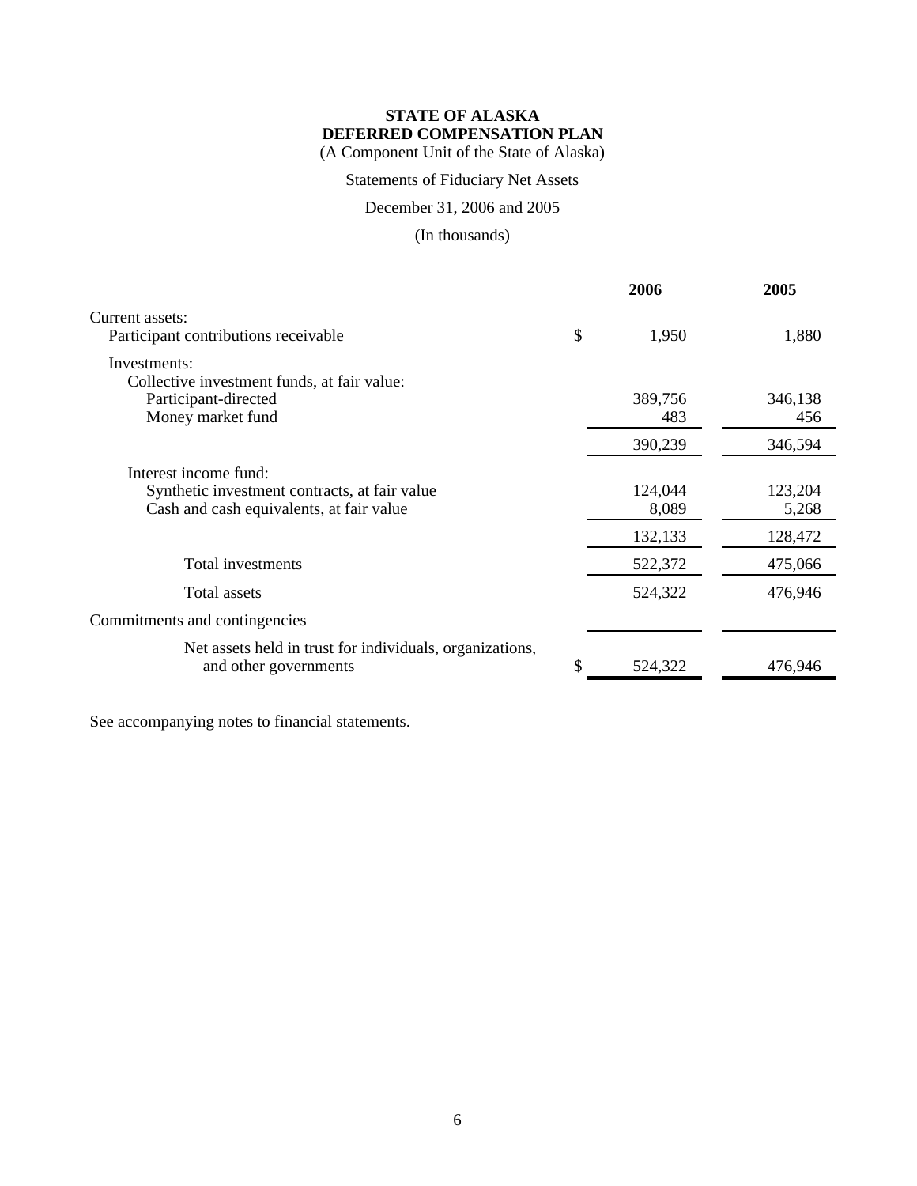**STATE OF ALASKA**
**DEFERRED COMPENSATION PLAN**
(A Component Unit of the State of Alaska)

Statements of Fiduciary Net Assets

December 31, 2006 and 2005

(In thousands)

| | | 2006 | 2005 |
|---|---|---|---|
| Current assets: | | | |
| Participant contributions receivable | $ | 1,950 | 1,880 |
| Investments: | | | |
| Collective investment funds, at fair value: | | | |
| Participant-directed | | 389,756 | 346,138 |
| Money market fund | | 483 | 456 |
| | | 390,239 | 346,594 |
| Interest income fund: | | | |
| Synthetic investment contracts, at fair value | | 124,044 | 123,204 |
| Cash and cash equivalents, at fair value | | 8,089 | 5,268 |
| | | 132,133 | 128,472 |
| Total investments | | 522,372 | 475,066 |
| Total assets | | 524,322 | 476,946 |
| Commitments and contingencies | | | |
| Net assets held in trust for individuals, organizations, and other governments | $ | 524,322 | 476,946 |

See accompanying notes to financial statements.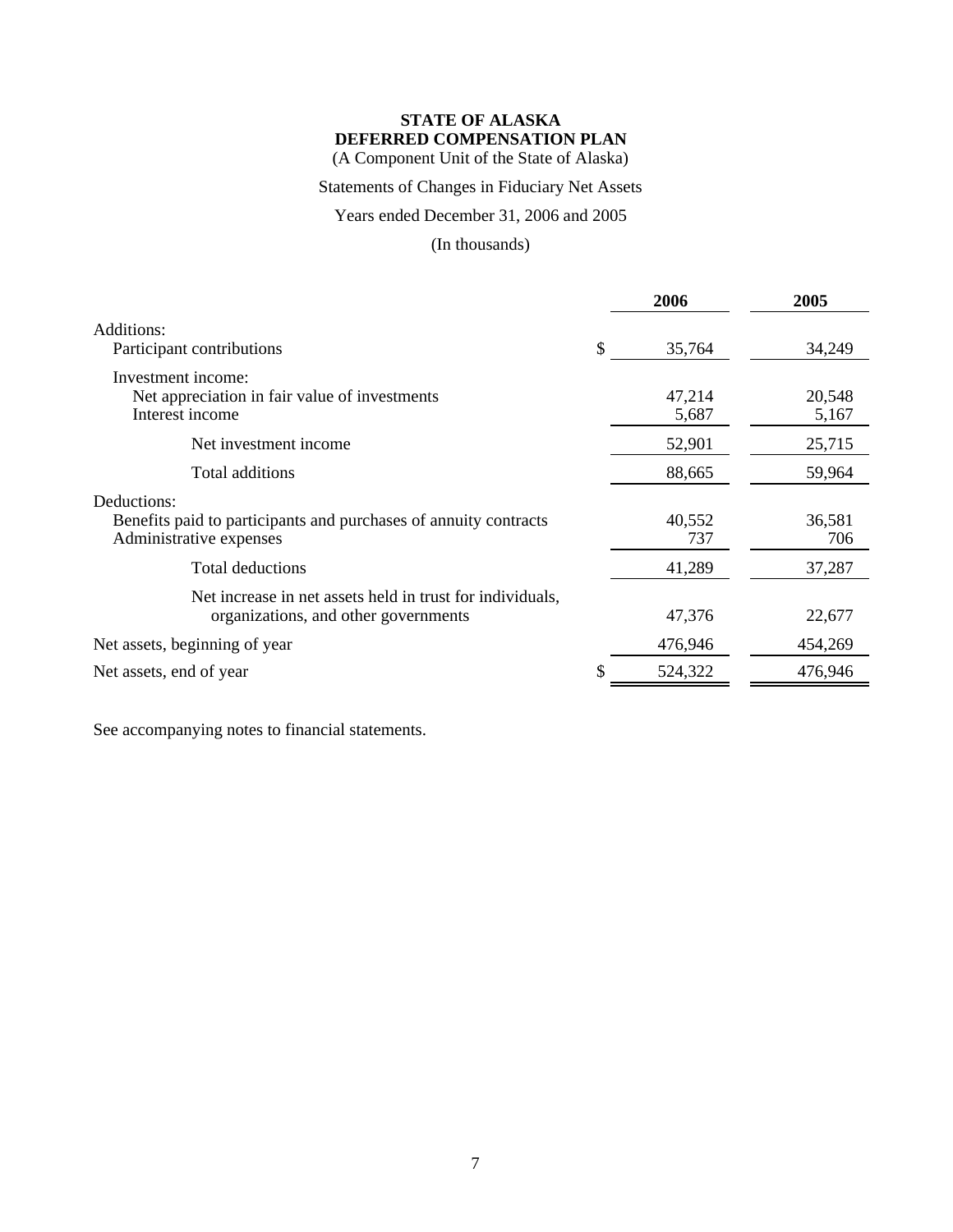**STATE OF ALASKA**
**DEFERRED COMPENSATION PLAN**
(A Component Unit of the State of Alaska)

Statements of Changes in Fiduciary Net Assets

Years ended December 31, 2006 and 2005

(In thousands)

| | | 2006 | 2005 |
|---|---|---|---|
| Additions: | | | |
| Participant contributions | $ | 35,764 | 34,249 |
| Investment income: | | | |
| Net appreciation in fair value of investments | | 47,214 | 20,548 |
| Interest income | | 5,687 | 5,167 |
| Net investment income | | 52,901 | 25,715 |
| Total additions | | 88,665 | 59,964 |
| Deductions: | | | |
| Benefits paid to participants and purchases of annuity contracts | | 40,552 | 36,581 |
| Administrative expenses | | 737 | 706 |
| Total deductions | | 41,289 | 37,287 |
| Net increase in net assets held in trust for individuals, organizations, and other governments | | 47,376 | 22,677 |
| Net assets, beginning of year | | 476,946 | 454,269 |
| Net assets, end of year | $ | 524,322 | 476,946 |

See accompanying notes to financial statements.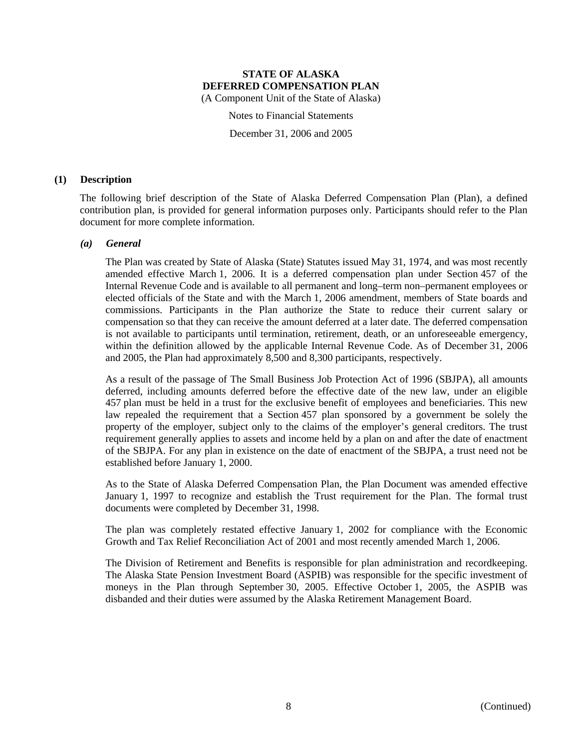**STATE OF ALASKA**
**DEFERRED COMPENSATION PLAN**
(A Component Unit of the State of Alaska)

Notes to Financial Statements

December 31, 2006 and 2005

## (1) Description

The following brief description of the State of Alaska Deferred Compensation Plan (Plan), a defined contribution plan, is provided for general information purposes only. Participants should refer to the Plan document for more complete information.

### *(a) General*

The Plan was created by State of Alaska (State) Statutes issued May 31, 1974, and was most recently amended effective March 1, 2006. It is a deferred compensation plan under Section 457 of the Internal Revenue Code and is available to all permanent and long–term non–permanent employees or elected officials of the State and with the March 1, 2006 amendment, members of State boards and commissions. Participants in the Plan authorize the State to reduce their current salary or compensation so that they can receive the amount deferred at a later date. The deferred compensation is not available to participants until termination, retirement, death, or an unforeseeable emergency, within the definition allowed by the applicable Internal Revenue Code. As of December 31, 2006 and 2005, the Plan had approximately 8,500 and 8,300 participants, respectively.

As a result of the passage of The Small Business Job Protection Act of 1996 (SBJPA), all amounts deferred, including amounts deferred before the effective date of the new law, under an eligible 457 plan must be held in a trust for the exclusive benefit of employees and beneficiaries. This new law repealed the requirement that a Section 457 plan sponsored by a government be solely the property of the employer, subject only to the claims of the employer's general creditors. The trust requirement generally applies to assets and income held by a plan on and after the date of enactment of the SBJPA. For any plan in existence on the date of enactment of the SBJPA, a trust need not be established before January 1, 2000.

As to the State of Alaska Deferred Compensation Plan, the Plan Document was amended effective January 1, 1997 to recognize and establish the Trust requirement for the Plan. The formal trust documents were completed by December 31, 1998.

The plan was completely restated effective January 1, 2002 for compliance with the Economic Growth and Tax Relief Reconciliation Act of 2001 and most recently amended March 1, 2006.

The Division of Retirement and Benefits is responsible for plan administration and recordkeeping. The Alaska State Pension Investment Board (ASPIB) was responsible for the specific investment of moneys in the Plan through September 30, 2005. Effective October 1, 2005, the ASPIB was disbanded and their duties were assumed by the Alaska Retirement Management Board.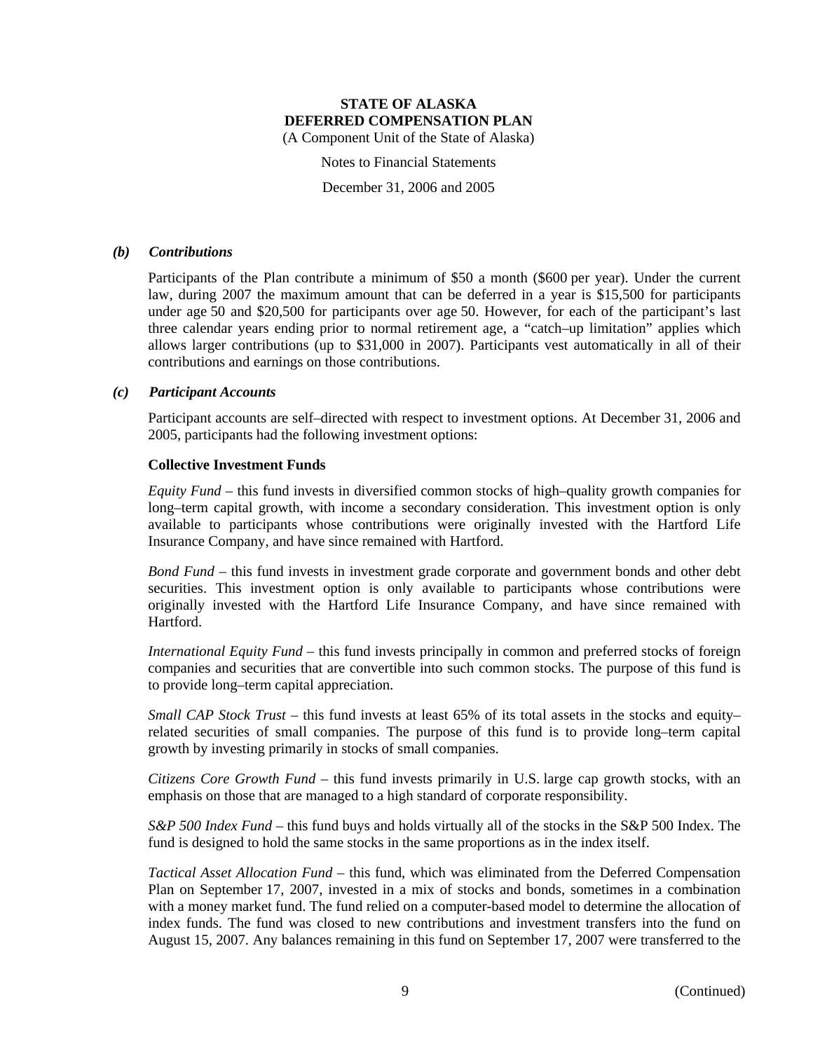*(b) Contributions*

Participants of the Plan contribute a minimum of $50 a month ($600 per year). Under the current law, during 2007 the maximum amount that can be deferred in a year is $15,500 for participants under age 50 and $20,500 for participants over age 50. However, for each of the participant's last three calendar years ending prior to normal retirement age, a "catch–up limitation" applies which allows larger contributions (up to $31,000 in 2007). Participants vest automatically in all of their contributions and earnings on those contributions.

*(c) Participant Accounts*

Participant accounts are self–directed with respect to investment options. At December 31, 2006 and 2005, participants had the following investment options:

**Collective Investment Funds**

*Equity Fund* – this fund invests in diversified common stocks of high–quality growth companies for long–term capital growth, with income a secondary consideration. This investment option is only available to participants whose contributions were originally invested with the Hartford Life Insurance Company, and have since remained with Hartford.

*Bond Fund* – this fund invests in investment grade corporate and government bonds and other debt securities. This investment option is only available to participants whose contributions were originally invested with the Hartford Life Insurance Company, and have since remained with Hartford.

*International Equity Fund* – this fund invests principally in common and preferred stocks of foreign companies and securities that are convertible into such common stocks. The purpose of this fund is to provide long–term capital appreciation.

*Small CAP Stock Trust* – this fund invests at least 65% of its total assets in the stocks and equity–related securities of small companies. The purpose of this fund is to provide long–term capital growth by investing primarily in stocks of small companies.

*Citizens Core Growth Fund* – this fund invests primarily in U.S. large cap growth stocks, with an emphasis on those that are managed to a high standard of corporate responsibility.

*S&P 500 Index Fund* – this fund buys and holds virtually all of the stocks in the S&P 500 Index. The fund is designed to hold the same stocks in the same proportions as in the index itself.

*Tactical Asset Allocation Fund* – this fund, which was eliminated from the Deferred Compensation Plan on September 17, 2007, invested in a mix of stocks and bonds, sometimes in a combination with a money market fund. The fund relied on a computer-based model to determine the allocation of index funds. The fund was closed to new contributions and investment transfers into the fund on August 15, 2007. Any balances remaining in this fund on September 17, 2007 were transferred to the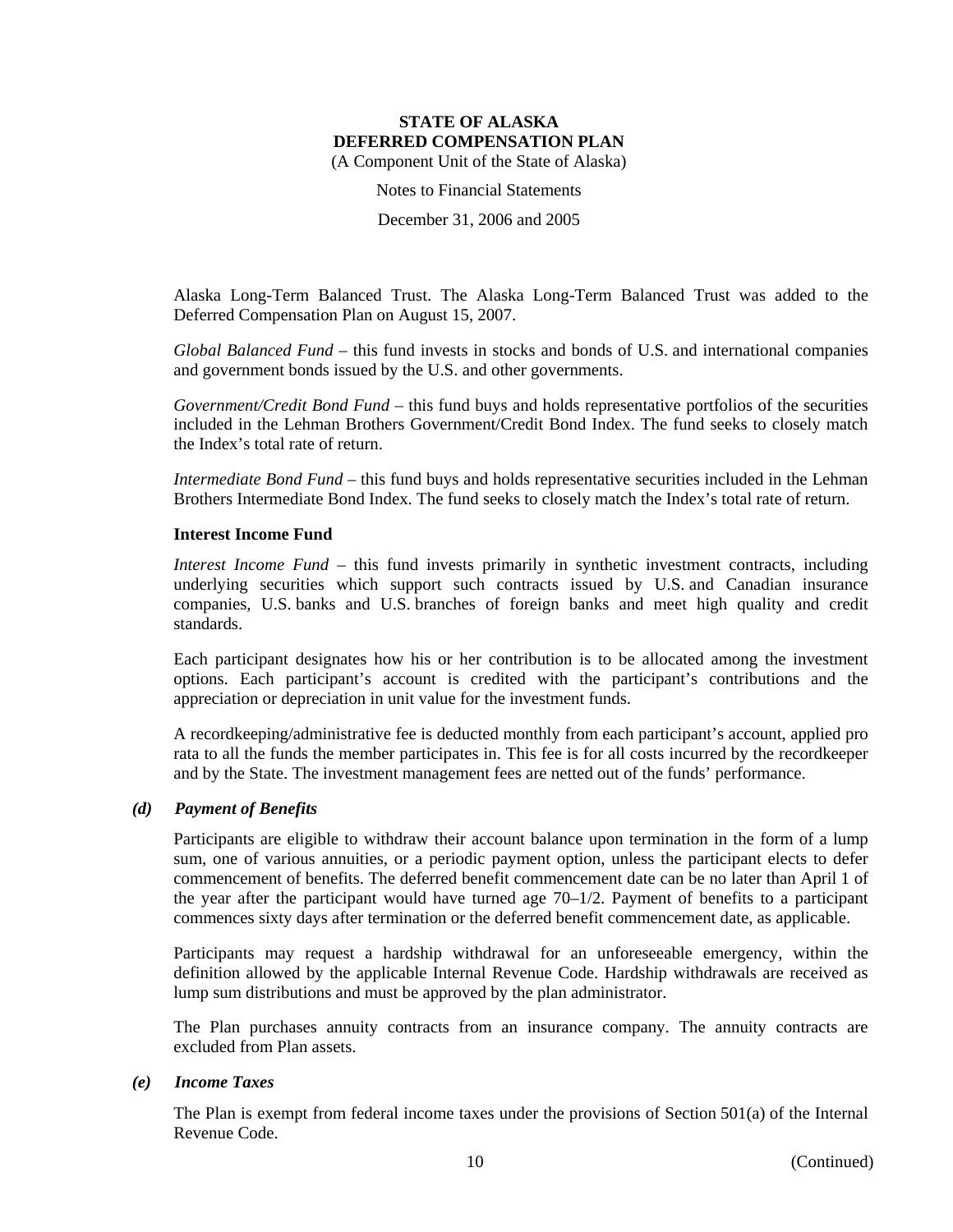Alaska Long-Term Balanced Trust. The Alaska Long-Term Balanced Trust was added to the Deferred Compensation Plan on August 15, 2007.

*Global Balanced Fund* – this fund invests in stocks and bonds of U.S. and international companies and government bonds issued by the U.S. and other governments.

*Government/Credit Bond Fund* – this fund buys and holds representative portfolios of the securities included in the Lehman Brothers Government/Credit Bond Index. The fund seeks to closely match the Index's total rate of return.

*Intermediate Bond Fund* – this fund buys and holds representative securities included in the Lehman Brothers Intermediate Bond Index. The fund seeks to closely match the Index's total rate of return.

**Interest Income Fund**

*Interest Income Fund* – this fund invests primarily in synthetic investment contracts, including underlying securities which support such contracts issued by U.S. and Canadian insurance companies, U.S. banks and U.S. branches of foreign banks and meet high quality and credit standards.

Each participant designates how his or her contribution is to be allocated among the investment options. Each participant's account is credited with the participant's contributions and the appreciation or depreciation in unit value for the investment funds.

A recordkeeping/administrative fee is deducted monthly from each participant's account, applied pro rata to all the funds the member participates in. This fee is for all costs incurred by the recordkeeper and by the State. The investment management fees are netted out of the funds' performance.

### *(d) Payment of Benefits*

Participants are eligible to withdraw their account balance upon termination in the form of a lump sum, one of various annuities, or a periodic payment option, unless the participant elects to defer commencement of benefits. The deferred benefit commencement date can be no later than April 1 of the year after the participant would have turned age 70–1/2. Payment of benefits to a participant commences sixty days after termination or the deferred benefit commencement date, as applicable.

Participants may request a hardship withdrawal for an unforeseeable emergency, within the definition allowed by the applicable Internal Revenue Code. Hardship withdrawals are received as lump sum distributions and must be approved by the plan administrator.

The Plan purchases annuity contracts from an insurance company. The annuity contracts are excluded from Plan assets.

### *(e) Income Taxes*

The Plan is exempt from federal income taxes under the provisions of Section 501(a) of the Internal Revenue Code.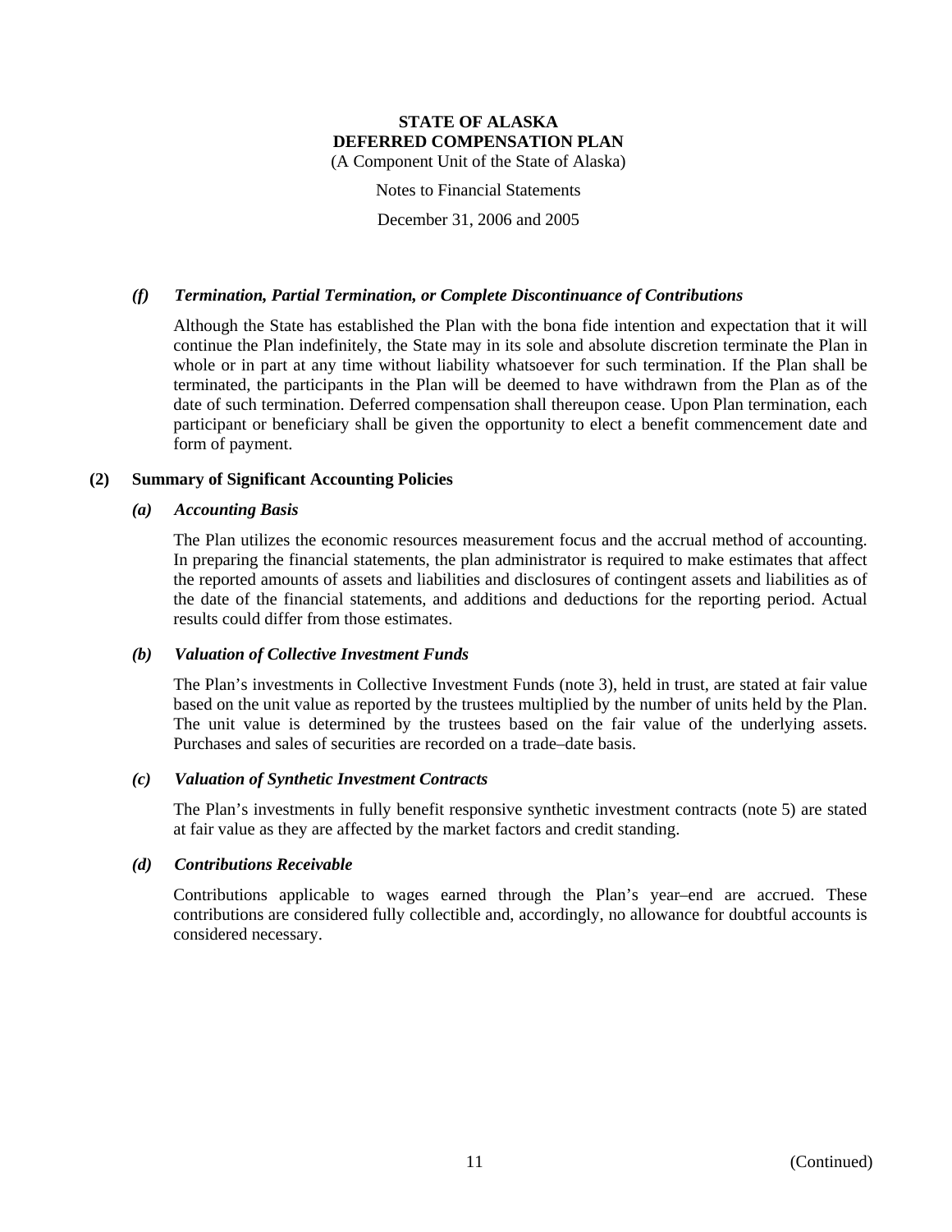# STATE OF ALASKA
# DEFERRED COMPENSATION PLAN

(A Component Unit of the State of Alaska)

Notes to Financial Statements

December 31, 2006 and 2005

### *(f) Termination, Partial Termination, or Complete Discontinuance of Contributions*

Although the State has established the Plan with the bona fide intention and expectation that it will continue the Plan indefinitely, the State may in its sole and absolute discretion terminate the Plan in whole or in part at any time without liability whatsoever for such termination. If the Plan shall be terminated, the participants in the Plan will be deemed to have withdrawn from the Plan as of the date of such termination. Deferred compensation shall thereupon cease. Upon Plan termination, each participant or beneficiary shall be given the opportunity to elect a benefit commencement date and form of payment.

## (2) Summary of Significant Accounting Policies

### *(a) Accounting Basis*

The Plan utilizes the economic resources measurement focus and the accrual method of accounting. In preparing the financial statements, the plan administrator is required to make estimates that affect the reported amounts of assets and liabilities and disclosures of contingent assets and liabilities as of the date of the financial statements, and additions and deductions for the reporting period. Actual results could differ from those estimates.

### *(b) Valuation of Collective Investment Funds*

The Plan's investments in Collective Investment Funds (note 3), held in trust, are stated at fair value based on the unit value as reported by the trustees multiplied by the number of units held by the Plan. The unit value is determined by the trustees based on the fair value of the underlying assets. Purchases and sales of securities are recorded on a trade–date basis.

### *(c) Valuation of Synthetic Investment Contracts*

The Plan's investments in fully benefit responsive synthetic investment contracts (note 5) are stated at fair value as they are affected by the market factors and credit standing.

### *(d) Contributions Receivable*

Contributions applicable to wages earned through the Plan's year–end are accrued. These contributions are considered fully collectible and, accordingly, no allowance for doubtful accounts is considered necessary.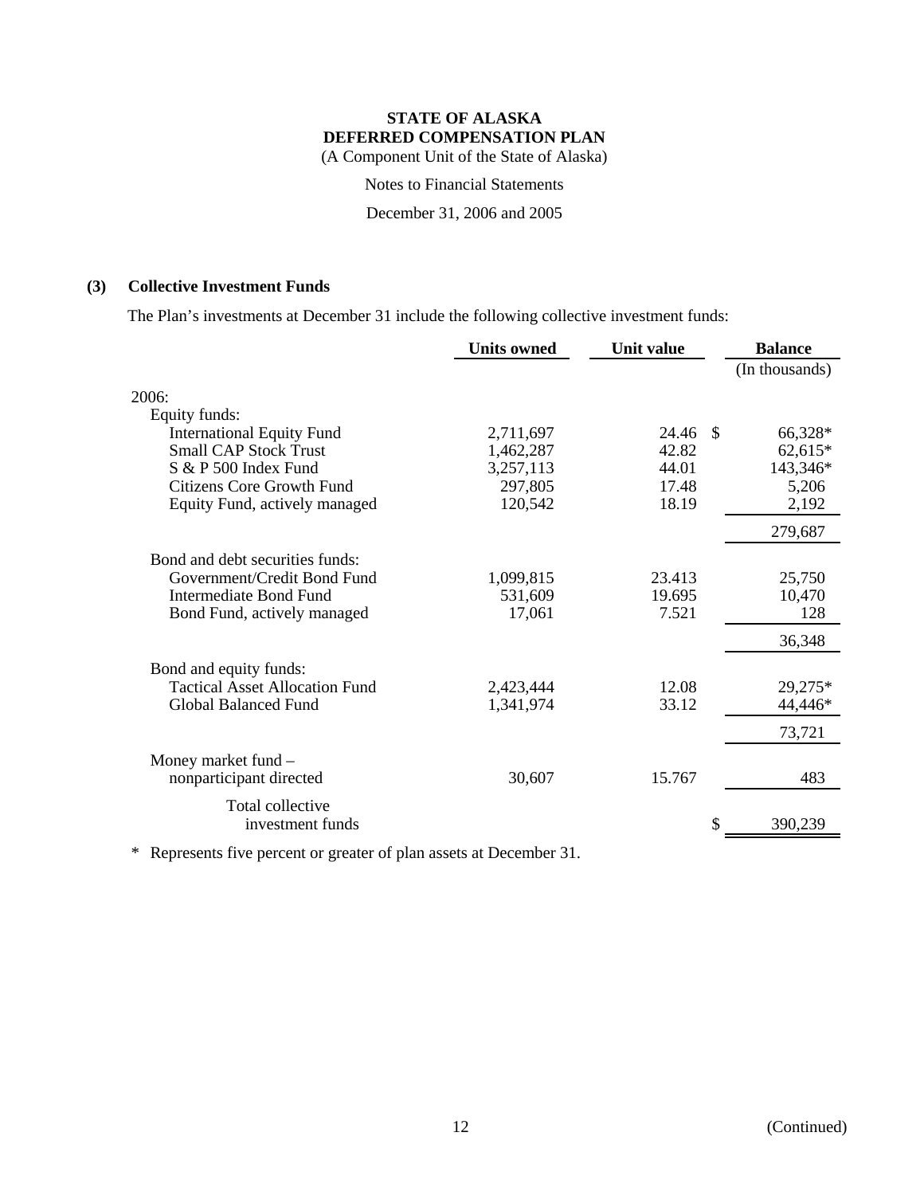**STATE OF ALASKA**
**DEFERRED COMPENSATION PLAN**
(A Component Unit of the State of Alaska)

Notes to Financial Statements

December 31, 2006 and 2005

## (3) Collective Investment Funds

The Plan's investments at December 31 include the following collective investment funds:

| | Units owned | Unit value | Balance (In thousands) |
|---|---|---|---|
| 2006: | | | |
| Equity funds: | | | |
| International Equity Fund | 2,711,697 | 24.46 | $ 66,328* |
| Small CAP Stock Trust | 1,462,287 | 42.82 | 62,615* |
| S & P 500 Index Fund | 3,257,113 | 44.01 | 143,346* |
| Citizens Core Growth Fund | 297,805 | 17.48 | 5,206 |
| Equity Fund, actively managed | 120,542 | 18.19 | 2,192 |
| | | | 279,687 |
| Bond and debt securities funds: | | | |
| Government/Credit Bond Fund | 1,099,815 | 23.413 | 25,750 |
| Intermediate Bond Fund | 531,609 | 19.695 | 10,470 |
| Bond Fund, actively managed | 17,061 | 7.521 | 128 |
| | | | 36,348 |
| Bond and equity funds: | | | |
| Tactical Asset Allocation Fund | 2,423,444 | 12.08 | 29,275* |
| Global Balanced Fund | 1,341,974 | 33.12 | 44,446* |
| | | | 73,721 |
| Money market fund – nonparticipant directed | 30,607 | 15.767 | 483 |
| Total collective investment funds | | | $ 390,239 |

\* Represents five percent or greater of plan assets at December 31.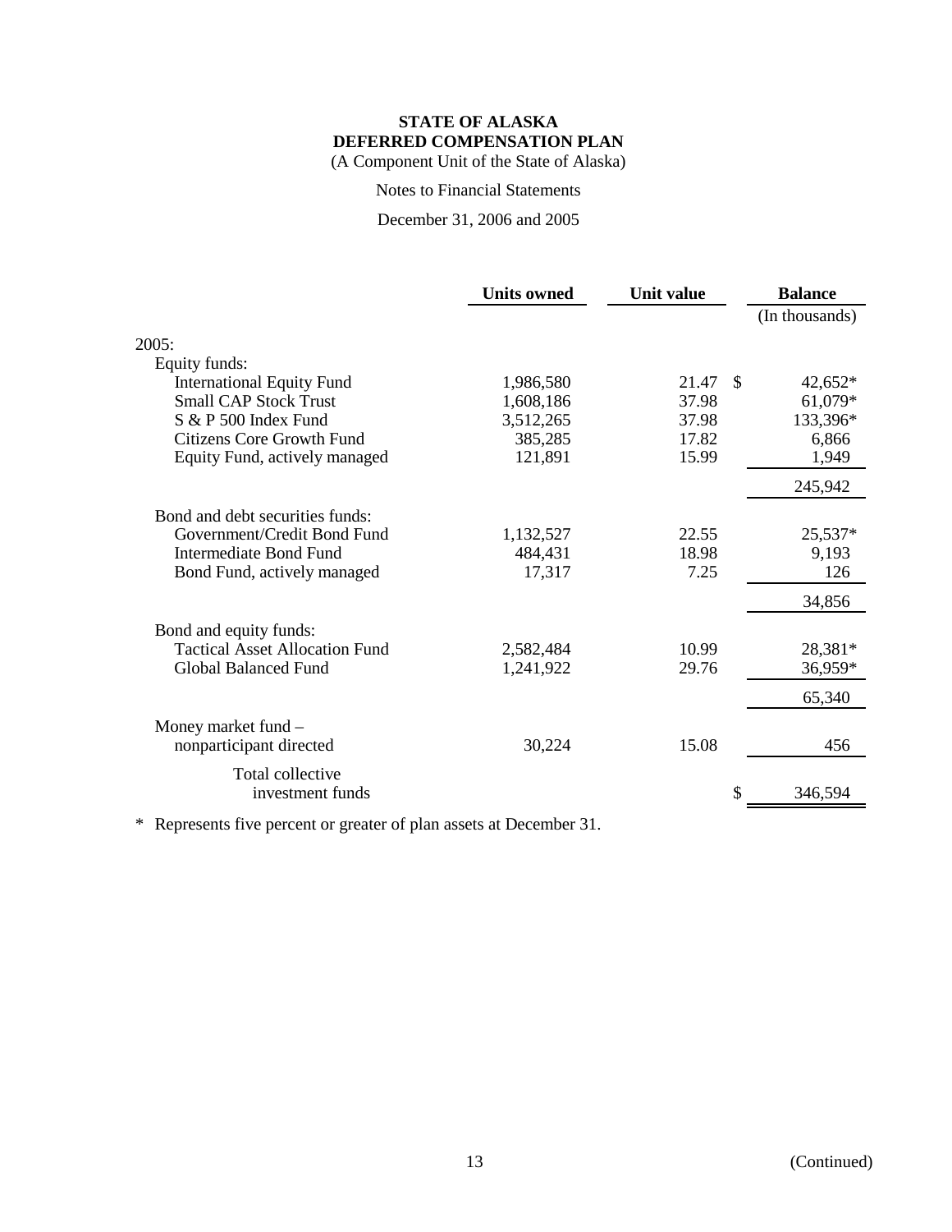**STATE OF ALASKA**
**DEFERRED COMPENSATION PLAN**
(A Component Unit of the State of Alaska)

Notes to Financial Statements

December 31, 2006 and 2005

| | Units owned | Unit value | Balance (In thousands) |
|---|---|---|---|
| 2005: | | | |
| Equity funds: | | | |
| International Equity Fund | 1,986,580 | 21.47 | $ 42,652* |
| Small CAP Stock Trust | 1,608,186 | 37.98 | 61,079* |
| S & P 500 Index Fund | 3,512,265 | 37.98 | 133,396* |
| Citizens Core Growth Fund | 385,285 | 17.82 | 6,866 |
| Equity Fund, actively managed | 121,891 | 15.99 | 1,949 |
| | | | 245,942 |
| Bond and debt securities funds: | | | |
| Government/Credit Bond Fund | 1,132,527 | 22.55 | 25,537* |
| Intermediate Bond Fund | 484,431 | 18.98 | 9,193 |
| Bond Fund, actively managed | 17,317 | 7.25 | 126 |
| | | | 34,856 |
| Bond and equity funds: | | | |
| Tactical Asset Allocation Fund | 2,582,484 | 10.99 | 28,381* |
| Global Balanced Fund | 1,241,922 | 29.76 | 36,959* |
| | | | 65,340 |
| Money market fund – nonparticipant directed | 30,224 | 15.08 | 456 |
| Total collective investment funds | | | $ 346,594 |

* Represents five percent or greater of plan assets at December 31.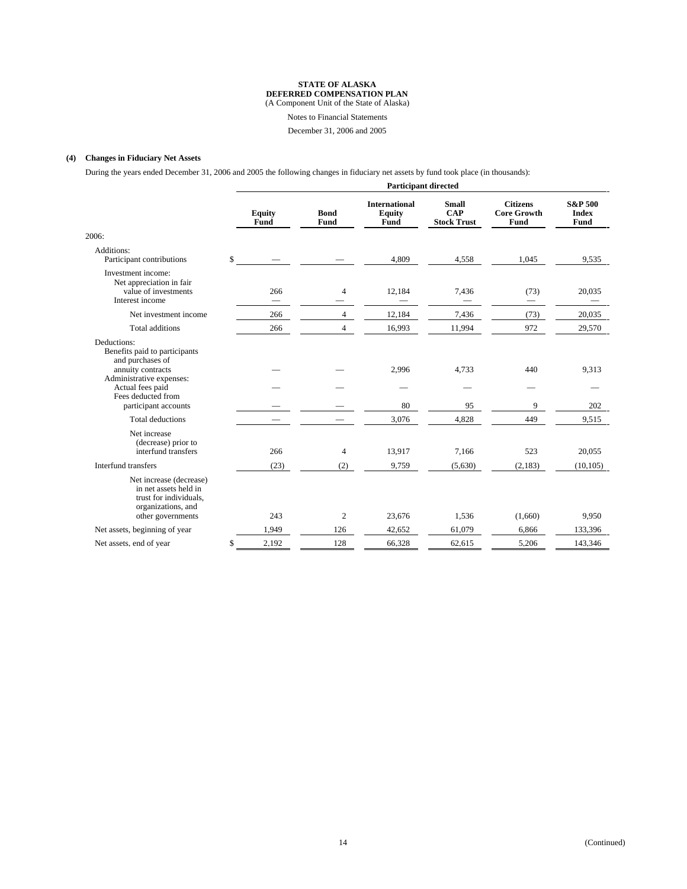**STATE OF ALASKA**
**DEFERRED COMPENSATION PLAN**
(A Component Unit of the State of Alaska)

Notes to Financial Statements

December 31, 2006 and 2005

## (4) Changes in Fiduciary Net Assets

During the years ended December 31, 2006 and 2005 the following changes in fiduciary net assets by fund took place (in thousands):

| | Participant directed | | | | | |
|---|---|---|---|---|---|---|
| | **Equity Fund** | **Bond Fund** | **International Equity Fund** | **Small CAP Stock Trust** | **Citizens Core Growth Fund** | **S&P 500 Index Fund** |
| 2006: | | | | | | |
| Additions: | | | | | | |
| Participant contributions | $ — | — | 4,809 | 4,558 | 1,045 | 9,535 |
| Investment income: | | | | | | |
| Net appreciation in fair value of investments | 266 | 4 | 12,184 | 7,436 | (73) | 20,035 |
| Interest income | — | — | — | — | — | — |
| Net investment income | 266 | 4 | 12,184 | 7,436 | (73) | 20,035 |
| Total additions | 266 | 4 | 16,993 | 11,994 | 972 | 29,570 |
| Deductions: | | | | | | |
| Benefits paid to participants and purchases of annuity contracts | — | — | 2,996 | 4,733 | 440 | 9,313 |
| Administrative expenses: | | | | | | |
| Actual fees paid | — | — | — | — | — | — |
| Fees deducted from participant accounts | — | — | 80 | 95 | 9 | 202 |
| Total deductions | — | — | 3,076 | 4,828 | 449 | 9,515 |
| Net increase (decrease) prior to interfund transfers | 266 | 4 | 13,917 | 7,166 | 523 | 20,055 |
| Interfund transfers | (23) | (2) | 9,759 | (5,630) | (2,183) | (10,105) |
| Net increase (decrease) in net assets held in trust for individuals, organizations, and other governments | 243 | 2 | 23,676 | 1,536 | (1,660) | 9,950 |
| Net assets, beginning of year | 1,949 | 126 | 42,652 | 61,079 | 6,866 | 133,396 |
| Net assets, end of year | $ 2,192 | 128 | 66,328 | 62,615 | 5,206 | 143,346 |

(Continued)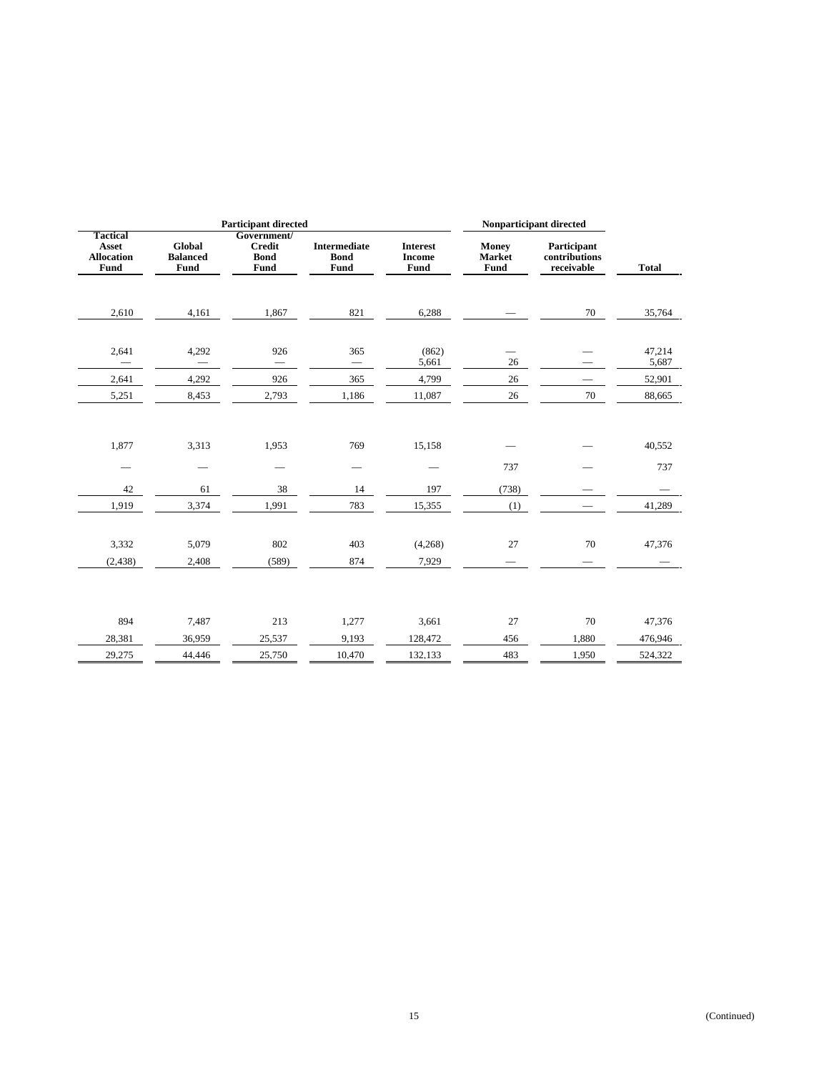| Participant directed | | | | | Nonparticipant directed | | |
|---|---|---|---|---|---|---|---|
| Tactical Asset Allocation Fund | Global Balanced Fund | Government/ Credit Bond Fund | Intermediate Bond Fund | Interest Income Fund | Money Market Fund | Participant contributions receivable | Total |
| 2,610 | 4,161 | 1,867 | 821 | 6,288 | — | 70 | 35,764 |
| 2,641 | 4,292 | 926 | 365 | (862) | — | — | 47,214 |
| — | — | — | — | 5,661 | 26 | — | 5,687 |
| 2,641 | 4,292 | 926 | 365 | 4,799 | 26 | — | 52,901 |
| 5,251 | 8,453 | 2,793 | 1,186 | 11,087 | 26 | 70 | 88,665 |
| 1,877 | 3,313 | 1,953 | 769 | 15,158 | — | — | 40,552 |
| — | — | — | — | — | 737 | — | 737 |
| 42 | 61 | 38 | 14 | 197 | (738) | — | — |
| 1,919 | 3,374 | 1,991 | 783 | 15,355 | (1) | — | 41,289 |
| 3,332 | 5,079 | 802 | 403 | (4,268) | 27 | 70 | 47,376 |
| (2,438) | 2,408 | (589) | 874 | 7,929 | — | — | — |
| 894 | 7,487 | 213 | 1,277 | 3,661 | 27 | 70 | 47,376 |
| 28,381 | 36,959 | 25,537 | 9,193 | 128,472 | 456 | 1,880 | 476,946 |
| 29,275 | 44,446 | 25,750 | 10,470 | 132,133 | 483 | 1,950 | 524,322 |

(Continued)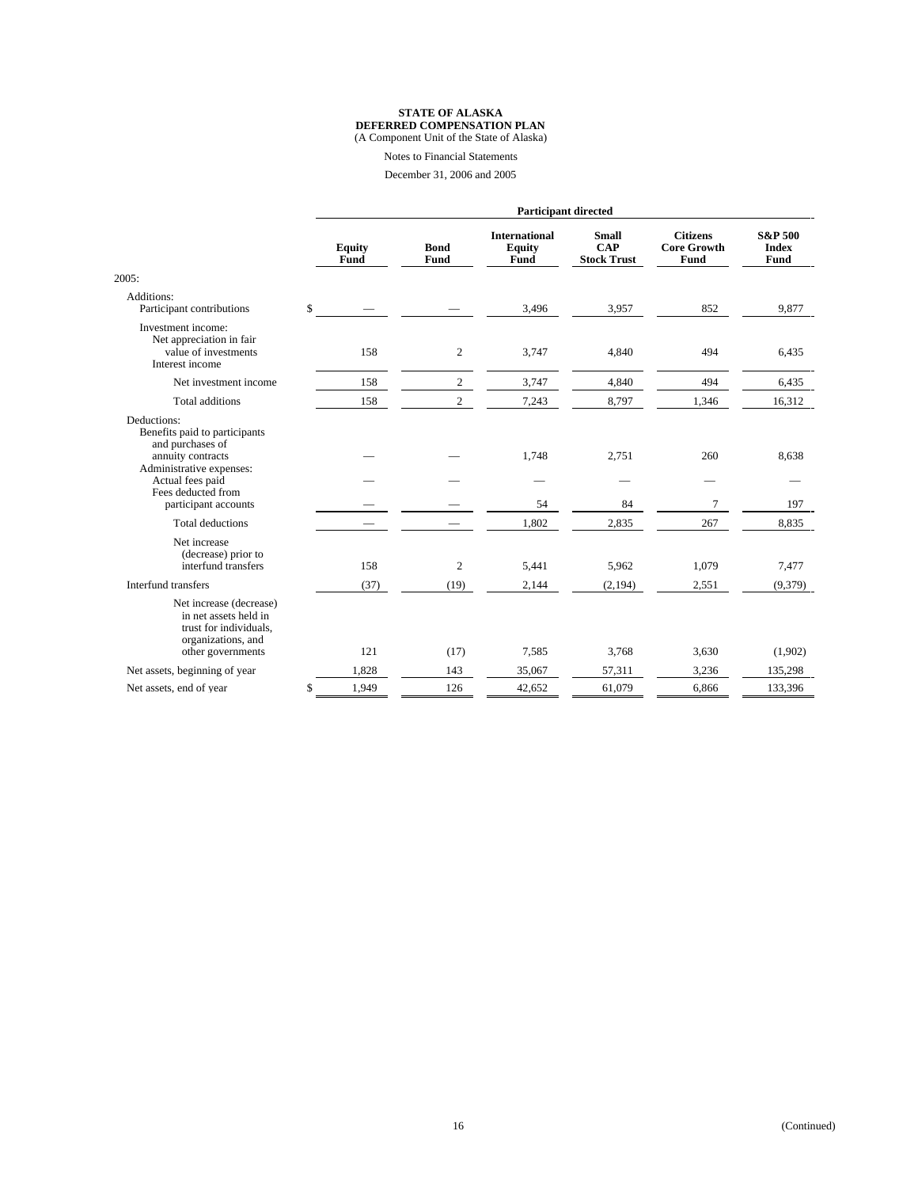**STATE OF ALASKA**
**DEFERRED COMPENSATION PLAN**
(A Component Unit of the State of Alaska)

Notes to Financial Statements

December 31, 2006 and 2005

| | Participant directed | | | | | |
|---|---|---|---|---|---|---|
| | **Equity Fund** | **Bond Fund** | **International Equity Fund** | **Small CAP Stock Trust** | **Citizens Core Growth Fund** | **S&P 500 Index Fund** |
| 2005: | | | | | | |
| Additions: | | | | | | |
| Participant contributions | $ — | — | 3,496 | 3,957 | 852 | 9,877 |
| Investment income: | | | | | | |
| Net appreciation in fair value of investments | 158 | 2 | 3,747 | 4,840 | 494 | 6,435 |
| Interest income | | | | | | |
| Net investment income | 158 | 2 | 3,747 | 4,840 | 494 | 6,435 |
| Total additions | 158 | 2 | 7,243 | 8,797 | 1,346 | 16,312 |
| Deductions: | | | | | | |
| Benefits paid to participants and purchases of annuity contracts | — | — | 1,748 | 2,751 | 260 | 8,638 |
| Administrative expenses: | | | | | | |
| Actual fees paid | — | — | — | — | — | — |
| Fees deducted from participant accounts | — | — | 54 | 84 | 7 | 197 |
| Total deductions | — | — | 1,802 | 2,835 | 267 | 8,835 |
| Net increase (decrease) prior to interfund transfers | 158 | 2 | 5,441 | 5,962 | 1,079 | 7,477 |
| Interfund transfers | (37) | (19) | 2,144 | (2,194) | 2,551 | (9,379) |
| Net increase (decrease) in net assets held in trust for individuals, organizations, and other governments | 121 | (17) | 7,585 | 3,768 | 3,630 | (1,902) |
| Net assets, beginning of year | 1,828 | 143 | 35,067 | 57,311 | 3,236 | 135,298 |
| Net assets, end of year | $ 1,949 | 126 | 42,652 | 61,079 | 6,866 | 133,396 |

(Continued)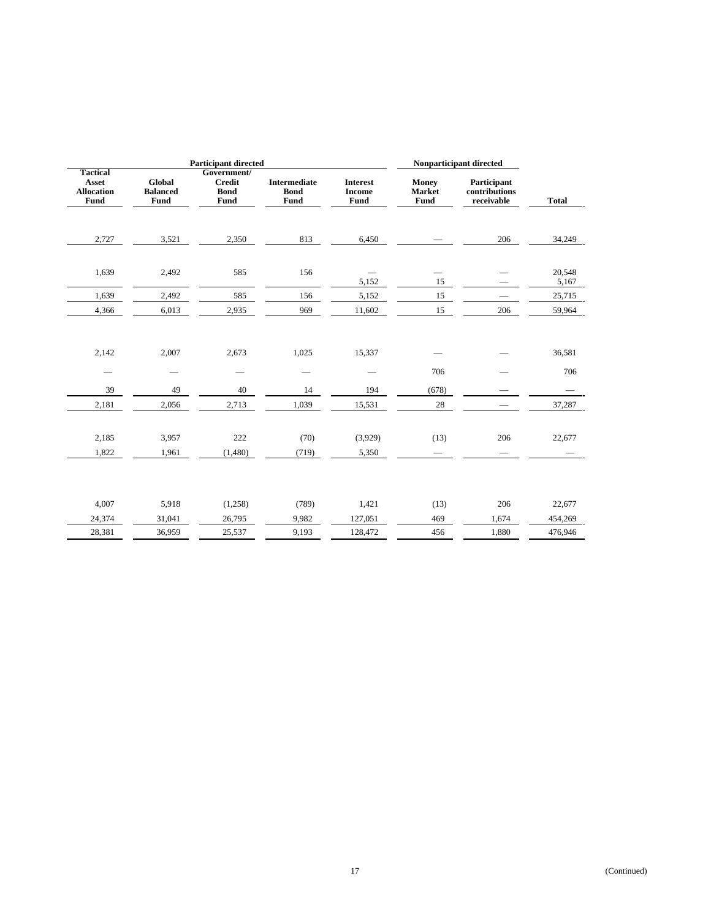| Participant directed | | | | | Nonparticipant directed | | |
|---|---|---|---|---|---|---|---|
| Tactical Asset Allocation Fund | Global Balanced Fund | Government/ Credit Bond Fund | Intermediate Bond Fund | Interest Income Fund | Money Market Fund | Participant contributions receivable | Total |
| 2,727 | 3,521 | 2,350 | 813 | 6,450 | — | 206 | 34,249 |
| 1,639 | 2,492 | 585 | 156 | — | — | — | 20,548 |
| | | | | 5,152 | 15 | — | 5,167 |
| 1,639 | 2,492 | 585 | 156 | 5,152 | 15 | — | 25,715 |
| 4,366 | 6,013 | 2,935 | 969 | 11,602 | 15 | 206 | 59,964 |
| 2,142 | 2,007 | 2,673 | 1,025 | 15,337 | — | — | 36,581 |
| — | — | — | — | — | 706 | — | 706 |
| 39 | 49 | 40 | 14 | 194 | (678) | — | — |
| 2,181 | 2,056 | 2,713 | 1,039 | 15,531 | 28 | — | 37,287 |
| 2,185 | 3,957 | 222 | (70) | (3,929) | (13) | 206 | 22,677 |
| 1,822 | 1,961 | (1,480) | (719) | 5,350 | — | — | — |
| 4,007 | 5,918 | (1,258) | (789) | 1,421 | (13) | 206 | 22,677 |
| 24,374 | 31,041 | 26,795 | 9,982 | 127,051 | 469 | 1,674 | 454,269 |
| 28,381 | 36,959 | 25,537 | 9,193 | 128,472 | 456 | 1,880 | 476,946 |

(Continued)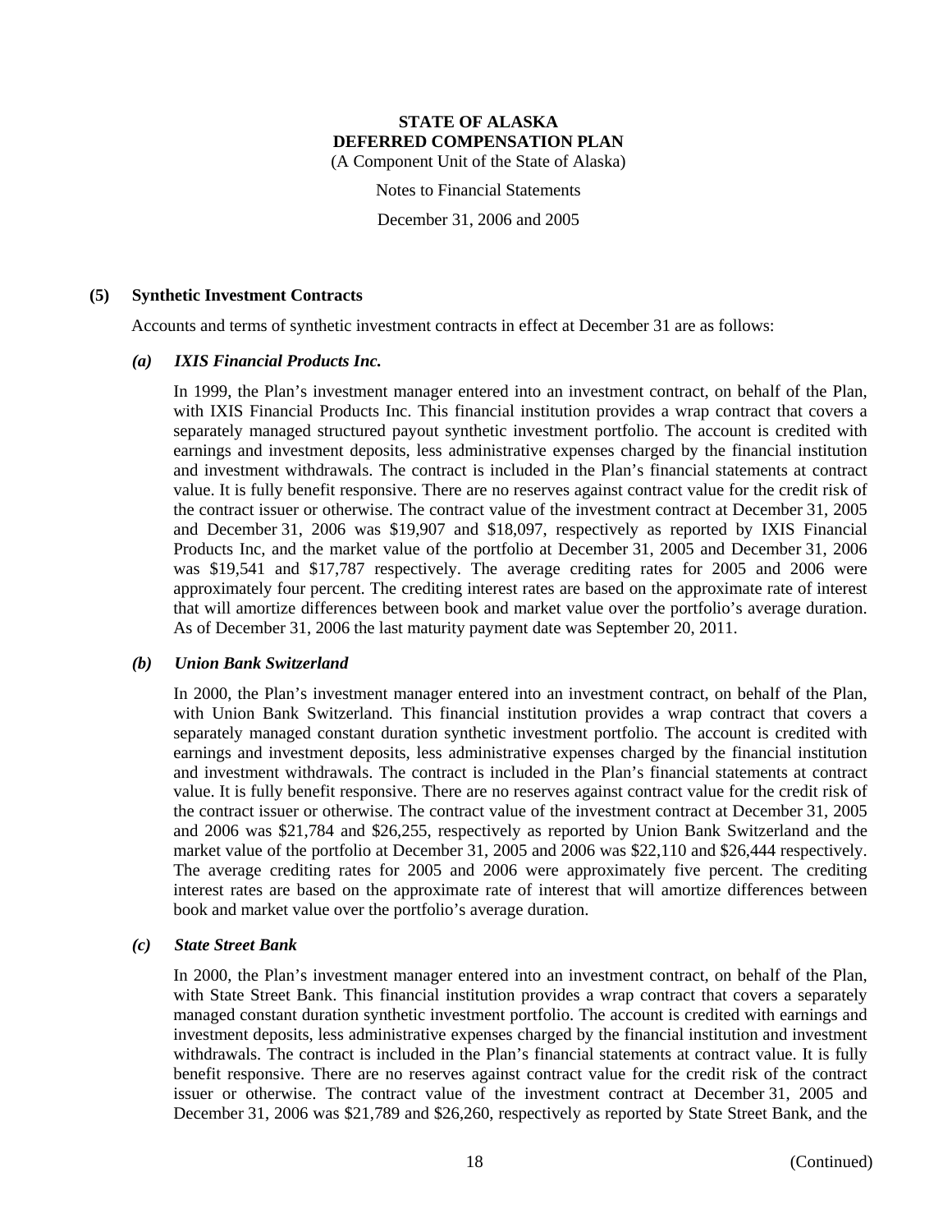# STATE OF ALASKA
# DEFERRED COMPENSATION PLAN

(A Component Unit of the State of Alaska)

Notes to Financial Statements

December 31, 2006 and 2005

## (5) Synthetic Investment Contracts

Accounts and terms of synthetic investment contracts in effect at December 31 are as follows:

### *(a) IXIS Financial Products Inc.*

In 1999, the Plan's investment manager entered into an investment contract, on behalf of the Plan, with IXIS Financial Products Inc. This financial institution provides a wrap contract that covers a separately managed structured payout synthetic investment portfolio. The account is credited with earnings and investment deposits, less administrative expenses charged by the financial institution and investment withdrawals. The contract is included in the Plan's financial statements at contract value. It is fully benefit responsive. There are no reserves against contract value for the credit risk of the contract issuer or otherwise. The contract value of the investment contract at December 31, 2005 and December 31, 2006 was $19,907 and $18,097, respectively as reported by IXIS Financial Products Inc, and the market value of the portfolio at December 31, 2005 and December 31, 2006 was $19,541 and $17,787 respectively. The average crediting rates for 2005 and 2006 were approximately four percent. The crediting interest rates are based on the approximate rate of interest that will amortize differences between book and market value over the portfolio's average duration. As of December 31, 2006 the last maturity payment date was September 20, 2011.

### *(b) Union Bank Switzerland*

In 2000, the Plan's investment manager entered into an investment contract, on behalf of the Plan, with Union Bank Switzerland. This financial institution provides a wrap contract that covers a separately managed constant duration synthetic investment portfolio. The account is credited with earnings and investment deposits, less administrative expenses charged by the financial institution and investment withdrawals. The contract is included in the Plan's financial statements at contract value. It is fully benefit responsive. There are no reserves against contract value for the credit risk of the contract issuer or otherwise. The contract value of the investment contract at December 31, 2005 and 2006 was $21,784 and $26,255, respectively as reported by Union Bank Switzerland and the market value of the portfolio at December 31, 2005 and 2006 was $22,110 and $26,444 respectively. The average crediting rates for 2005 and 2006 were approximately five percent. The crediting interest rates are based on the approximate rate of interest that will amortize differences between book and market value over the portfolio's average duration.

### *(c) State Street Bank*

In 2000, the Plan's investment manager entered into an investment contract, on behalf of the Plan, with State Street Bank. This financial institution provides a wrap contract that covers a separately managed constant duration synthetic investment portfolio. The account is credited with earnings and investment deposits, less administrative expenses charged by the financial institution and investment withdrawals. The contract is included in the Plan's financial statements at contract value. It is fully benefit responsive. There are no reserves against contract value for the credit risk of the contract issuer or otherwise. The contract value of the investment contract at December 31, 2005 and December 31, 2006 was $21,789 and $26,260, respectively as reported by State Street Bank, and the

(Continued)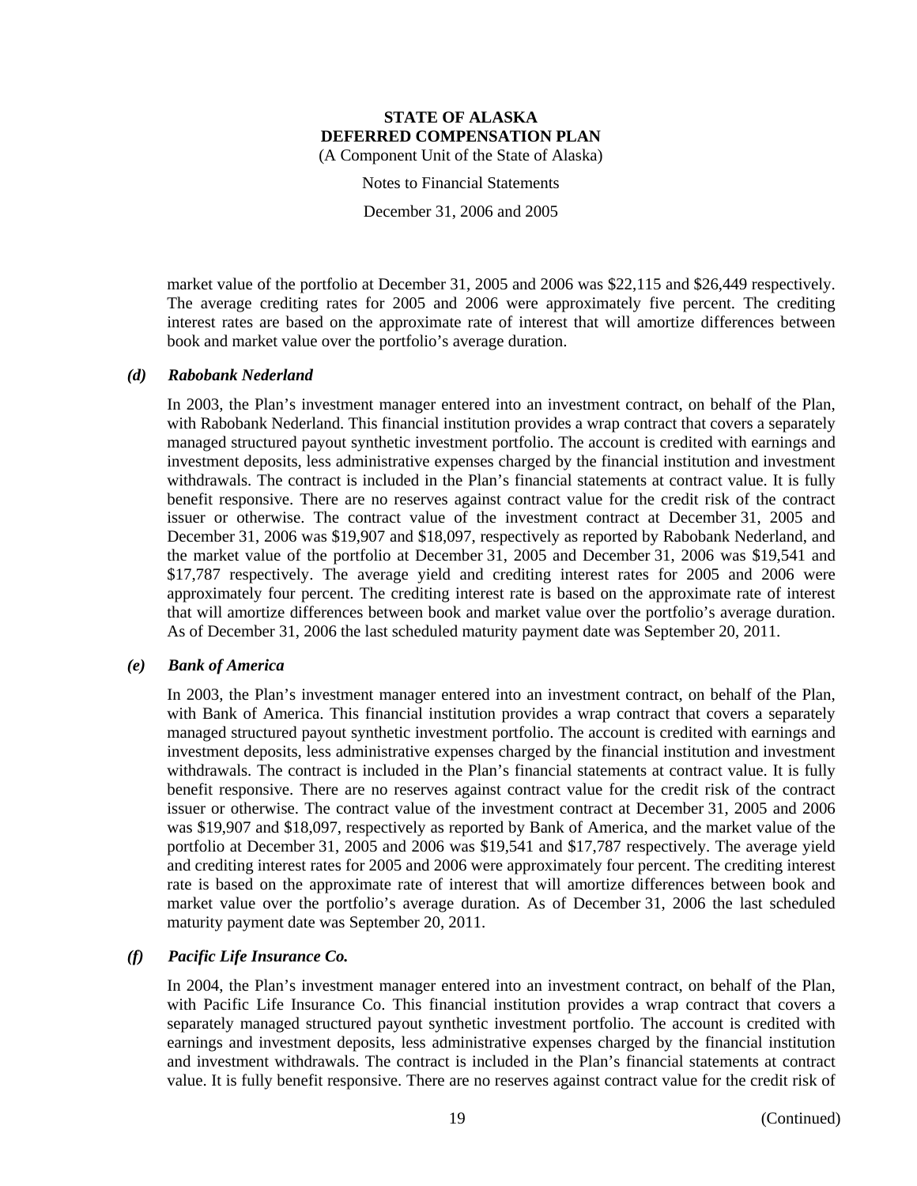market value of the portfolio at December 31, 2005 and 2006 was $22,115 and $26,449 respectively. The average crediting rates for 2005 and 2006 were approximately five percent. The crediting interest rates are based on the approximate rate of interest that will amortize differences between book and market value over the portfolio's average duration.

### *(d) Rabobank Nederland*

In 2003, the Plan's investment manager entered into an investment contract, on behalf of the Plan, with Rabobank Nederland. This financial institution provides a wrap contract that covers a separately managed structured payout synthetic investment portfolio. The account is credited with earnings and investment deposits, less administrative expenses charged by the financial institution and investment withdrawals. The contract is included in the Plan's financial statements at contract value. It is fully benefit responsive. There are no reserves against contract value for the credit risk of the contract issuer or otherwise. The contract value of the investment contract at December 31, 2005 and December 31, 2006 was $19,907 and $18,097, respectively as reported by Rabobank Nederland, and the market value of the portfolio at December 31, 2005 and December 31, 2006 was $19,541 and $17,787 respectively. The average yield and crediting interest rates for 2005 and 2006 were approximately four percent. The crediting interest rate is based on the approximate rate of interest that will amortize differences between book and market value over the portfolio's average duration. As of December 31, 2006 the last scheduled maturity payment date was September 20, 2011.

### *(e) Bank of America*

In 2003, the Plan's investment manager entered into an investment contract, on behalf of the Plan, with Bank of America. This financial institution provides a wrap contract that covers a separately managed structured payout synthetic investment portfolio. The account is credited with earnings and investment deposits, less administrative expenses charged by the financial institution and investment withdrawals. The contract is included in the Plan's financial statements at contract value. It is fully benefit responsive. There are no reserves against contract value for the credit risk of the contract issuer or otherwise. The contract value of the investment contract at December 31, 2005 and 2006 was $19,907 and $18,097, respectively as reported by Bank of America, and the market value of the portfolio at December 31, 2005 and 2006 was $19,541 and $17,787 respectively. The average yield and crediting interest rates for 2005 and 2006 were approximately four percent. The crediting interest rate is based on the approximate rate of interest that will amortize differences between book and market value over the portfolio's average duration. As of December 31, 2006 the last scheduled maturity payment date was September 20, 2011.

### *(f) Pacific Life Insurance Co.*

In 2004, the Plan's investment manager entered into an investment contract, on behalf of the Plan, with Pacific Life Insurance Co. This financial institution provides a wrap contract that covers a separately managed structured payout synthetic investment portfolio. The account is credited with earnings and investment deposits, less administrative expenses charged by the financial institution and investment withdrawals. The contract is included in the Plan's financial statements at contract value. It is fully benefit responsive. There are no reserves against contract value for the credit risk of

(Continued)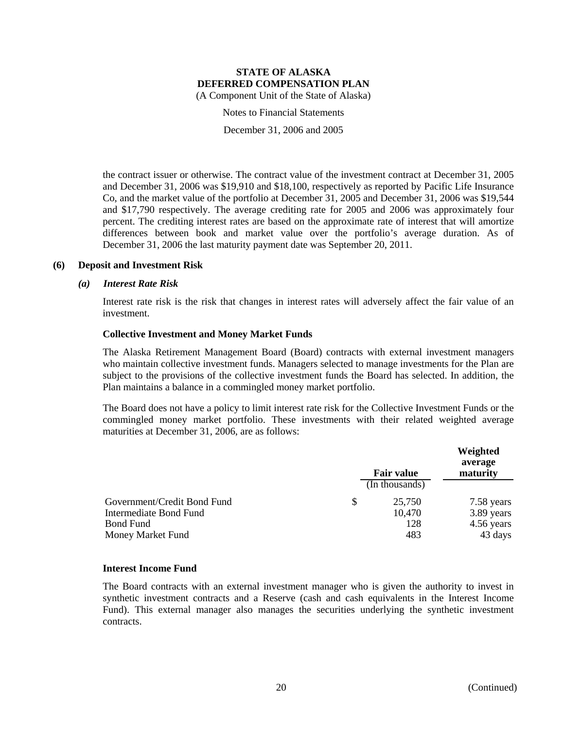the contract issuer or otherwise. The contract value of the investment contract at December 31, 2005 and December 31, 2006 was $19,910 and $18,100, respectively as reported by Pacific Life Insurance Co, and the market value of the portfolio at December 31, 2005 and December 31, 2006 was $19,544 and $17,790 respectively. The average crediting rate for 2005 and 2006 was approximately four percent. The crediting interest rates are based on the approximate rate of interest that will amortize differences between book and market value over the portfolio's average duration. As of December 31, 2006 the last maturity payment date was September 20, 2011.

## (6) Deposit and Investment Risk

### *(a) Interest Rate Risk*

Interest rate risk is the risk that changes in interest rates will adversely affect the fair value of an investment.

**Collective Investment and Money Market Funds**

The Alaska Retirement Management Board (Board) contracts with external investment managers who maintain collective investment funds. Managers selected to manage investments for the Plan are subject to the provisions of the collective investment funds the Board has selected. In addition, the Plan maintains a balance in a commingled money market portfolio.

The Board does not have a policy to limit interest rate risk for the Collective Investment Funds or the commingled money market portfolio. These investments with their related weighted average maturities at December 31, 2006, are as follows:

| | Fair value (In thousands) | Weighted average maturity |
|---|---|---|
| Government/Credit Bond Fund | $ 25,750 | 7.58 years |
| Intermediate Bond Fund | 10,470 | 3.89 years |
| Bond Fund | 128 | 4.56 years |
| Money Market Fund | 483 | 43 days |

**Interest Income Fund**

The Board contracts with an external investment manager who is given the authority to invest in synthetic investment contracts and a Reserve (cash and cash equivalents in the Interest Income Fund). This external manager also manages the securities underlying the synthetic investment contracts.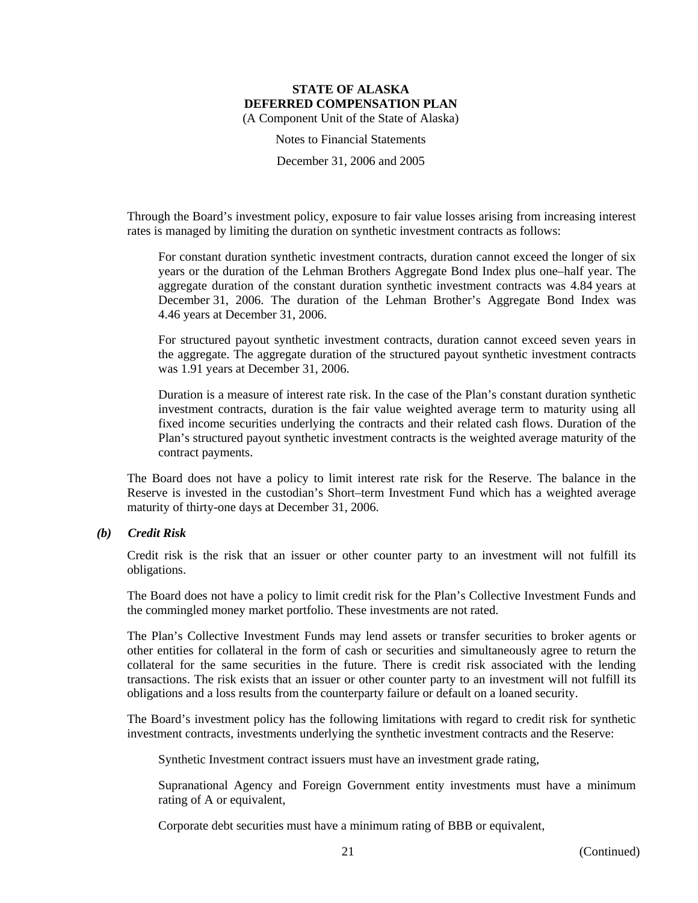Through the Board's investment policy, exposure to fair value losses arising from increasing interest rates is managed by limiting the duration on synthetic investment contracts as follows:

For constant duration synthetic investment contracts, duration cannot exceed the longer of six years or the duration of the Lehman Brothers Aggregate Bond Index plus one–half year. The aggregate duration of the constant duration synthetic investment contracts was 4.84 years at December 31, 2006. The duration of the Lehman Brother's Aggregate Bond Index was 4.46 years at December 31, 2006.

For structured payout synthetic investment contracts, duration cannot exceed seven years in the aggregate. The aggregate duration of the structured payout synthetic investment contracts was 1.91 years at December 31, 2006.

Duration is a measure of interest rate risk. In the case of the Plan's constant duration synthetic investment contracts, duration is the fair value weighted average term to maturity using all fixed income securities underlying the contracts and their related cash flows. Duration of the Plan's structured payout synthetic investment contracts is the weighted average maturity of the contract payments.

The Board does not have a policy to limit interest rate risk for the Reserve. The balance in the Reserve is invested in the custodian's Short–term Investment Fund which has a weighted average maturity of thirty-one days at December 31, 2006.

### *(b) Credit Risk*

Credit risk is the risk that an issuer or other counter party to an investment will not fulfill its obligations.

The Board does not have a policy to limit credit risk for the Plan's Collective Investment Funds and the commingled money market portfolio. These investments are not rated.

The Plan's Collective Investment Funds may lend assets or transfer securities to broker agents or other entities for collateral in the form of cash or securities and simultaneously agree to return the collateral for the same securities in the future. There is credit risk associated with the lending transactions. The risk exists that an issuer or other counter party to an investment will not fulfill its obligations and a loss results from the counterparty failure or default on a loaned security.

The Board's investment policy has the following limitations with regard to credit risk for synthetic investment contracts, investments underlying the synthetic investment contracts and the Reserve:

Synthetic Investment contract issuers must have an investment grade rating,

Supranational Agency and Foreign Government entity investments must have a minimum rating of A or equivalent,

Corporate debt securities must have a minimum rating of BBB or equivalent,

(Continued)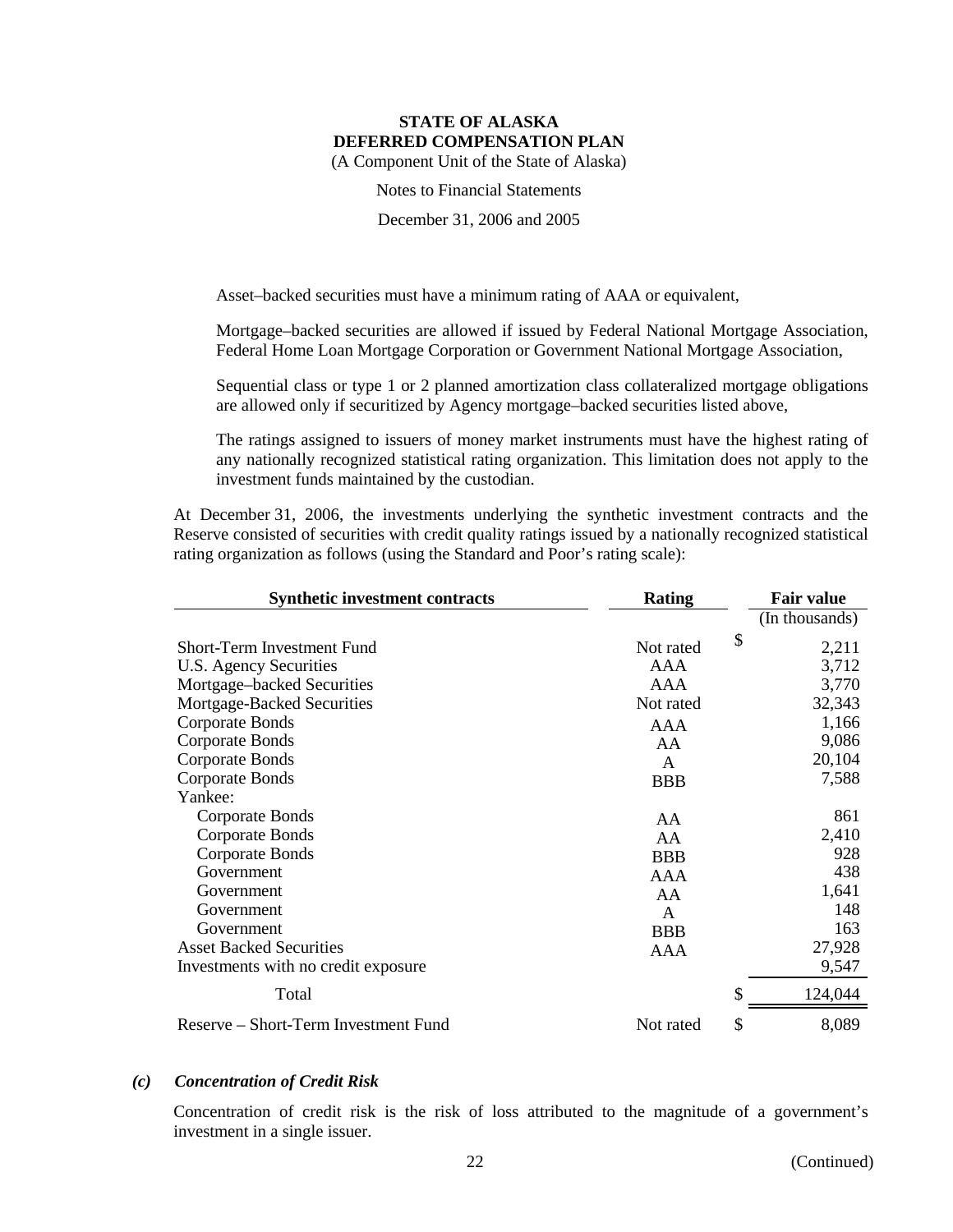Asset–backed securities must have a minimum rating of AAA or equivalent,

Mortgage–backed securities are allowed if issued by Federal National Mortgage Association, Federal Home Loan Mortgage Corporation or Government National Mortgage Association,

Sequential class or type 1 or 2 planned amortization class collateralized mortgage obligations are allowed only if securitized by Agency mortgage–backed securities listed above,

The ratings assigned to issuers of money market instruments must have the highest rating of any nationally recognized statistical rating organization. This limitation does not apply to the investment funds maintained by the custodian.

At December 31, 2006, the investments underlying the synthetic investment contracts and the Reserve consisted of securities with credit quality ratings issued by a nationally recognized statistical rating organization as follows (using the Standard and Poor's rating scale):

| Synthetic investment contracts | Rating | Fair value |
|---|---|---|
| | | (In thousands) |
| Short-Term Investment Fund | Not rated | $ 2,211 |
| U.S. Agency Securities | AAA | 3,712 |
| Mortgage–backed Securities | AAA | 3,770 |
| Mortgage-Backed Securities | Not rated | 32,343 |
| Corporate Bonds | AAA | 1,166 |
| Corporate Bonds | AA | 9,086 |
| Corporate Bonds | A | 20,104 |
| Corporate Bonds | BBB | 7,588 |
| Yankee: | | |
| Corporate Bonds | AA | 861 |
| Corporate Bonds | AA | 2,410 |
| Corporate Bonds | BBB | 928 |
| Government | AAA | 438 |
| Government | AA | 1,641 |
| Government | A | 148 |
| Government | BBB | 163 |
| Asset Backed Securities | AAA | 27,928 |
| Investments with no credit exposure | | 9,547 |
| Total | | $ 124,044 |
| Reserve – Short-Term Investment Fund | Not rated | $ 8,089 |

### *(c) Concentration of Credit Risk*

Concentration of credit risk is the risk of loss attributed to the magnitude of a government's investment in a single issuer.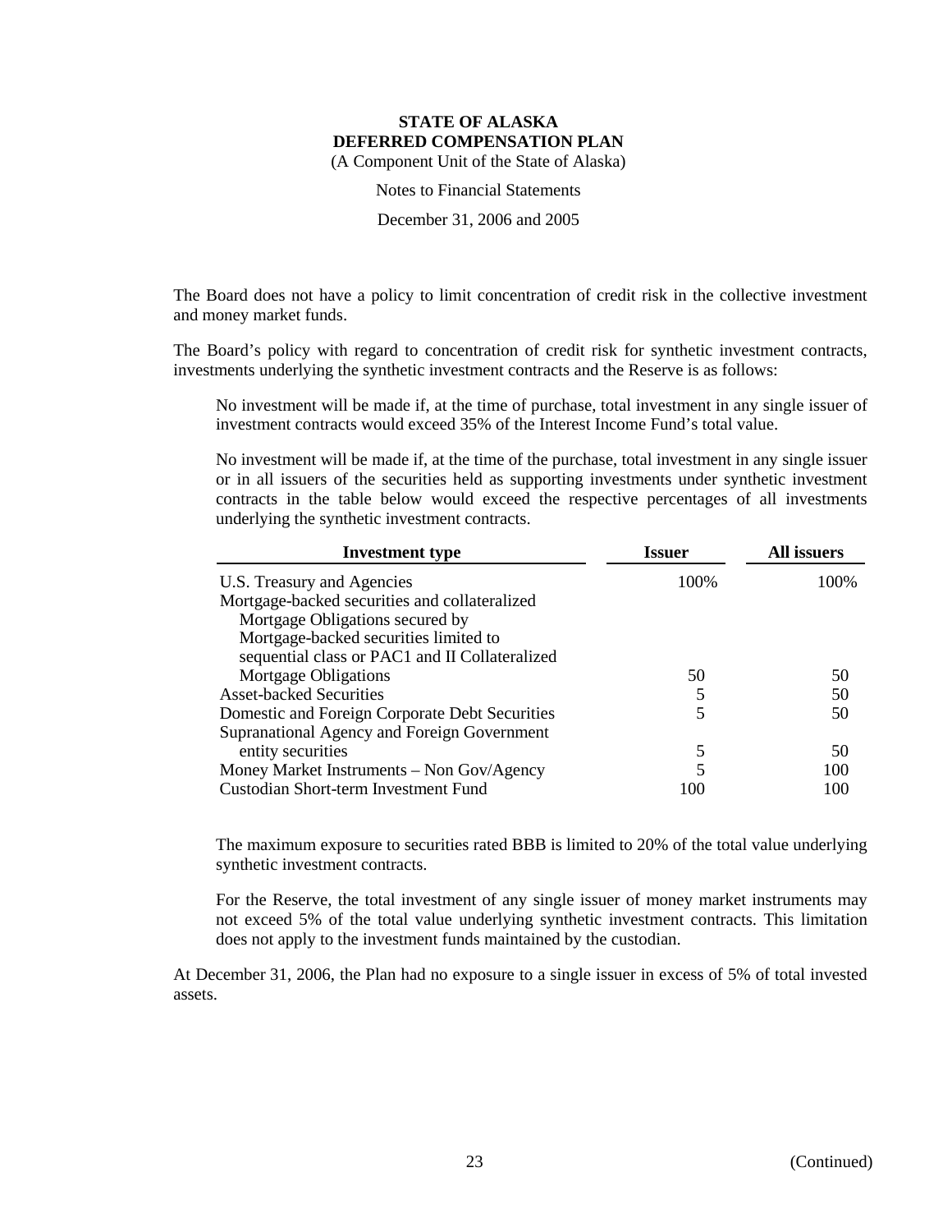The Board does not have a policy to limit concentration of credit risk in the collective investment and money market funds.

The Board's policy with regard to concentration of credit risk for synthetic investment contracts, investments underlying the synthetic investment contracts and the Reserve is as follows:

> No investment will be made if, at the time of purchase, total investment in any single issuer of investment contracts would exceed 35% of the Interest Income Fund's total value.
>
> No investment will be made if, at the time of the purchase, total investment in any single issuer or in all issuers of the securities held as supporting investments under synthetic investment contracts in the table below would exceed the respective percentages of all investments underlying the synthetic investment contracts.

| Investment type | Issuer | All issuers |
|---|---|---|
| U.S. Treasury and Agencies | 100% | 100% |
| Mortgage-backed securities and collateralized Mortgage Obligations secured by Mortgage-backed securities limited to sequential class or PAC1 and II Collateralized Mortgage Obligations | 50 | 50 |
| Asset-backed Securities | 5 | 50 |
| Domestic and Foreign Corporate Debt Securities | 5 | 50 |
| Supranational Agency and Foreign Government entity securities | 5 | 50 |
| Money Market Instruments – Non Gov/Agency | 5 | 100 |
| Custodian Short-term Investment Fund | 100 | 100 |

> The maximum exposure to securities rated BBB is limited to 20% of the total value underlying synthetic investment contracts.
>
> For the Reserve, the total investment of any single issuer of money market instruments may not exceed 5% of the total value underlying synthetic investment contracts. This limitation does not apply to the investment funds maintained by the custodian.

At December 31, 2006, the Plan had no exposure to a single issuer in excess of 5% of total invested assets.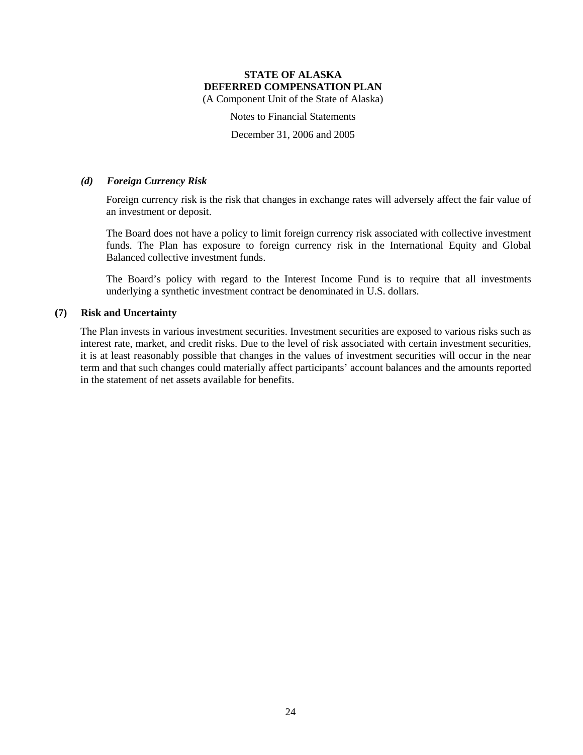### *(d) Foreign Currency Risk*

Foreign currency risk is the risk that changes in exchange rates will adversely affect the fair value of an investment or deposit.

The Board does not have a policy to limit foreign currency risk associated with collective investment funds. The Plan has exposure to foreign currency risk in the International Equity and Global Balanced collective investment funds.

The Board's policy with regard to the Interest Income Fund is to require that all investments underlying a synthetic investment contract be denominated in U.S. dollars.

## (7) Risk and Uncertainty

The Plan invests in various investment securities. Investment securities are exposed to various risks such as interest rate, market, and credit risks. Due to the level of risk associated with certain investment securities, it is at least reasonably possible that changes in the values of investment securities will occur in the near term and that such changes could materially affect participants' account balances and the amounts reported in the statement of net assets available for benefits.